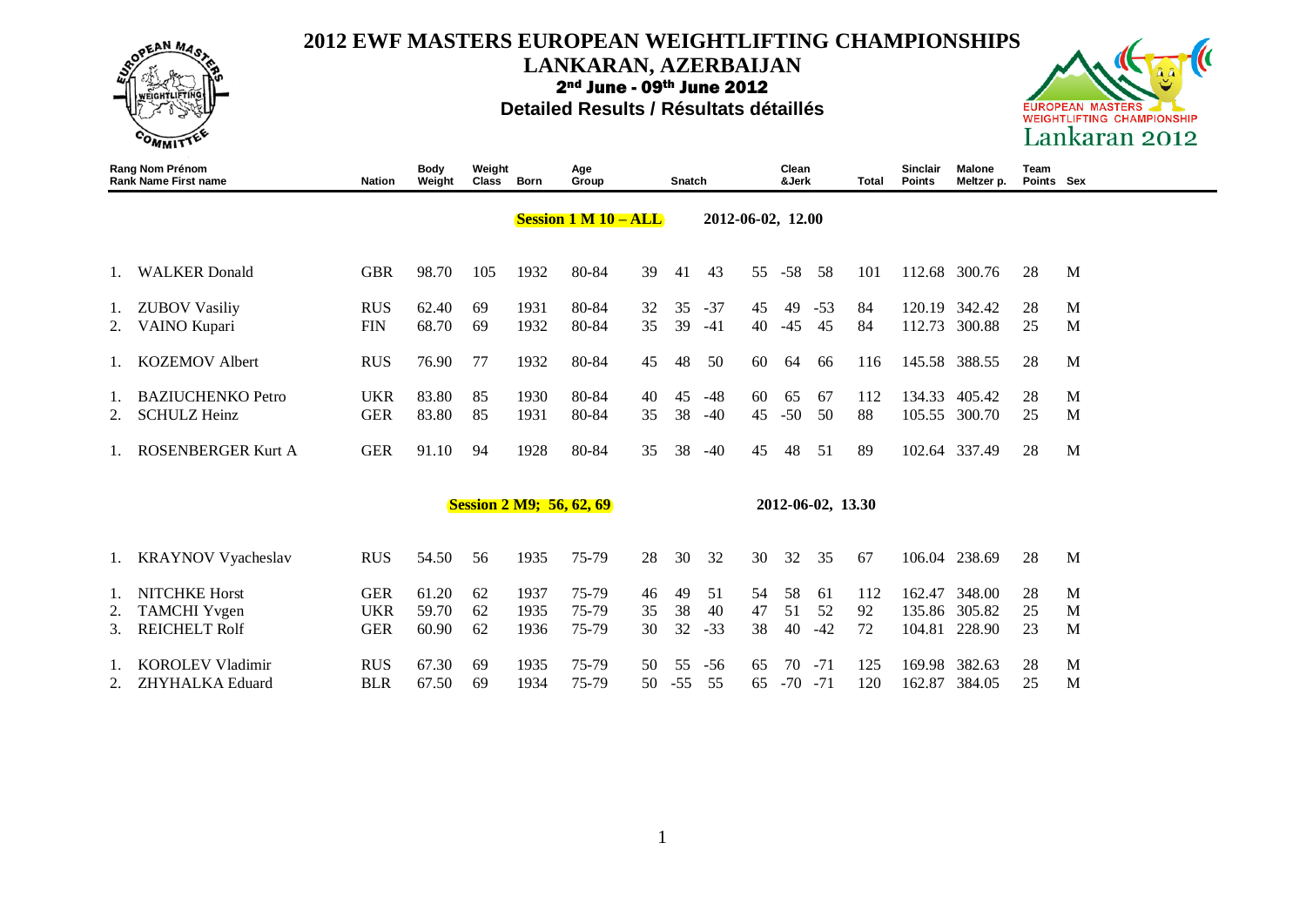# 2012 EWF MASTERS EUROPEAN WEIGHTLIFTING CHAMPIONSHIPS

## LANKARAN, AZERBAIJAN

**2nd June - 09th June 2012**

**Detailed Results / Résultats détaillés**

| Rang | Nom Prénom / Name First name | Nation | Body Weight | Weight Class | Born | Age Group | Snatch | | | Clean &Jerk | | | Total | Sinclair Points | Malone Meltzer p. | Team Points | Sex |
|---|---|---|---|---|---|---|---|---|---|---|---|---|---|---|---|---|---|
| | **Session 1 M 10 – ALL** | | | | | | | | | **2012-06-02, 12.00** | | | | | | | |
| 1. | WALKER Donald | GBR | 98.70 | 105 | 1932 | 80-84 | 39 | 41 | 43 | 55 | -58 | 58 | 101 | 112.68 | 300.76 | 28 | M |
| 1. | ZUBOV Vasiliy | RUS | 62.40 | 69 | 1931 | 80-84 | 32 | 35 | -37 | 45 | 49 | -53 | 84 | 120.19 | 342.42 | 28 | M |
| 2. | VAINO Kupari | FIN | 68.70 | 69 | 1932 | 80-84 | 35 | 39 | -41 | 40 | -45 | 45 | 84 | 112.73 | 300.88 | 25 | M |
| 1. | KOZEMOV Albert | RUS | 76.90 | 77 | 1932 | 80-84 | 45 | 48 | 50 | 60 | 64 | 66 | 116 | 145.58 | 388.55 | 28 | M |
| 1. | BAZIUCHENKO Petro | UKR | 83.80 | 85 | 1930 | 80-84 | 40 | 45 | -48 | 60 | 65 | 67 | 112 | 134.33 | 405.42 | 28 | M |
| 2. | SCHULZ Heinz | GER | 83.80 | 85 | 1931 | 80-84 | 35 | 38 | -40 | 45 | -50 | 50 | 88 | 105.55 | 300.70 | 25 | M |
| 1. | ROSENBERGER Kurt A | GER | 91.10 | 94 | 1928 | 80-84 | 35 | 38 | -40 | 45 | 48 | 51 | 89 | 102.64 | 337.49 | 28 | M |
| | **Session 2 M9; 56, 62, 69** | | | | | | | | | **2012-06-02, 13.30** | | | | | | | |
| 1. | KRAYNOV Vyacheslav | RUS | 54.50 | 56 | 1935 | 75-79 | 28 | 30 | 32 | 30 | 32 | 35 | 67 | 106.04 | 238.69 | 28 | M |
| 1. | NITCHKE Horst | GER | 61.20 | 62 | 1937 | 75-79 | 46 | 49 | 51 | 54 | 58 | 61 | 112 | 162.47 | 348.00 | 28 | M |
| 2. | TAMCHI Yvgen | UKR | 59.70 | 62 | 1935 | 75-79 | 35 | 38 | 40 | 47 | 51 | 52 | 92 | 135.86 | 305.82 | 25 | M |
| 3. | REICHELT Rolf | GER | 60.90 | 62 | 1936 | 75-79 | 30 | 32 | -33 | 38 | 40 | -42 | 72 | 104.81 | 228.90 | 23 | M |
| 1. | KOROLEV Vladimir | RUS | 67.30 | 69 | 1935 | 75-79 | 50 | 55 | -56 | 65 | 70 | -71 | 125 | 169.98 | 382.63 | 28 | M |
| 2. | ZHYHALKA Eduard | BLR | 67.50 | 69 | 1934 | 75-79 | 50 | -55 | 55 | 65 | -70 | -71 | 120 | 162.87 | 384.05 | 25 | M |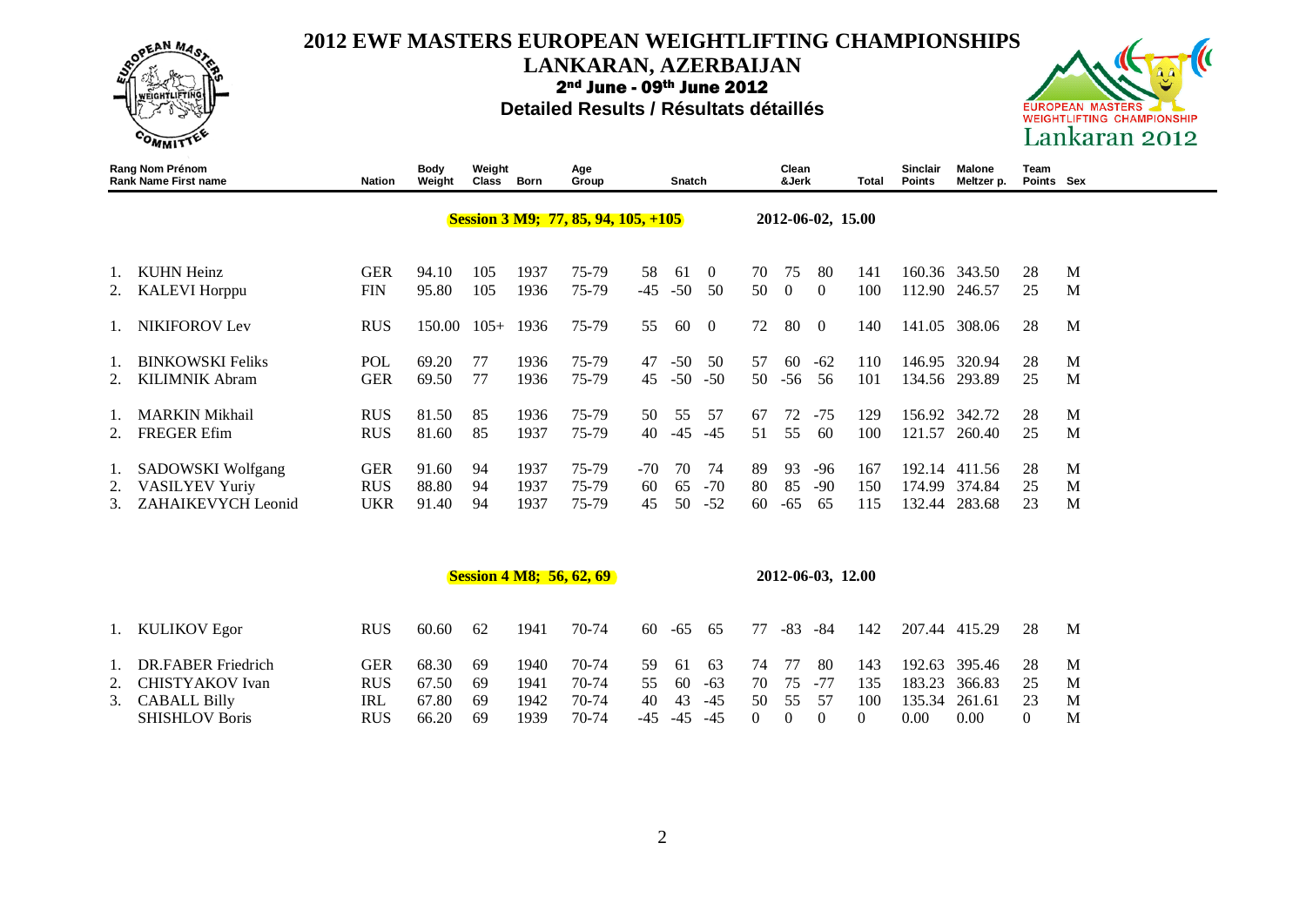# 2012 EWF MASTERS EUROPEAN WEIGHTLIFTING CHAMPIONSHIPS

## LANKARAN, AZERBAIJAN

**2nd June - 09th June 2012**

**Detailed Results / Résultats détaillés**

| Rang Rank | Nom Prénom Name First name | Nation | Body Weight | Weight Class | Born | Age Group | Snatch | | | Clean &Jerk | | | Total | Sinclair Points | Malone Meltzer p. | Team Points | Sex |
|---|---|---|---|---|---|---|---|---|---|---|---|---|---|---|---|---|---|
| | **Session 3 M9; 77, 85, 94, 105, +105** | | | | | | | | | **2012-06-02, 15.00** | | | | | | | |
| 1. | KUHN Heinz | GER | 94.10 | 105 | 1937 | 75-79 | 58 | 61 | 0 | 70 | 75 | 80 | 141 | 160.36 | 343.50 | 28 | M |
| 2. | KALEVI Horppu | FIN | 95.80 | 105 | 1936 | 75-79 | -45 | -50 | 50 | 50 | 0 | 0 | 100 | 112.90 | 246.57 | 25 | M |
| 1. | NIKIFOROV Lev | RUS | 150.00 | 105+ | 1936 | 75-79 | 55 | 60 | 0 | 72 | 80 | 0 | 140 | 141.05 | 308.06 | 28 | M |
| 1. | BINKOWSKI Feliks | POL | 69.20 | 77 | 1936 | 75-79 | 47 | -50 | 50 | 57 | 60 | -62 | 110 | 146.95 | 320.94 | 28 | M |
| 2. | KILIMNIK Abram | GER | 69.50 | 77 | 1936 | 75-79 | 45 | -50 | -50 | 50 | -56 | 56 | 101 | 134.56 | 293.89 | 25 | M |
| 1. | MARKIN Mikhail | RUS | 81.50 | 85 | 1936 | 75-79 | 50 | 55 | 57 | 67 | 72 | -75 | 129 | 156.92 | 342.72 | 28 | M |
| 2. | FREGER Efim | RUS | 81.60 | 85 | 1937 | 75-79 | 40 | -45 | -45 | 51 | 55 | 60 | 100 | 121.57 | 260.40 | 25 | M |
| 1. | SADOWSKI Wolfgang | GER | 91.60 | 94 | 1937 | 75-79 | -70 | 70 | 74 | 89 | 93 | -96 | 167 | 192.14 | 411.56 | 28 | M |
| 2. | VASILYEV Yuriy | RUS | 88.80 | 94 | 1937 | 75-79 | 60 | 65 | -70 | 80 | 85 | -90 | 150 | 174.99 | 374.84 | 25 | M |
| 3. | ZAHAIKEVYCH Leonid | UKR | 91.40 | 94 | 1937 | 75-79 | 45 | 50 | -52 | 60 | -65 | 65 | 115 | 132.44 | 283.68 | 23 | M |
| | **Session 4 M8; 56, 62, 69** | | | | | | | | | **2012-06-03, 12.00** | | | | | | | |
| 1. | KULIKOV Egor | RUS | 60.60 | 62 | 1941 | 70-74 | 60 | -65 | 65 | 77 | -83 | -84 | 142 | 207.44 | 415.29 | 28 | M |
| 1. | DR.FABER Friedrich | GER | 68.30 | 69 | 1940 | 70-74 | 59 | 61 | 63 | 74 | 77 | 80 | 143 | 192.63 | 395.46 | 28 | M |
| 2. | CHISTYAKOV Ivan | RUS | 67.50 | 69 | 1941 | 70-74 | 55 | 60 | -63 | 70 | 75 | -77 | 135 | 183.23 | 366.83 | 25 | M |
| 3. | CABALL Billy | IRL | 67.80 | 69 | 1942 | 70-74 | 40 | 43 | -45 | 50 | 55 | 57 | 100 | 135.34 | 261.61 | 23 | M |
| | SHISHLOV Boris | RUS | 66.20 | 69 | 1939 | 70-74 | -45 | -45 | -45 | 0 | 0 | 0 | 0 | 0.00 | 0.00 | 0 | M |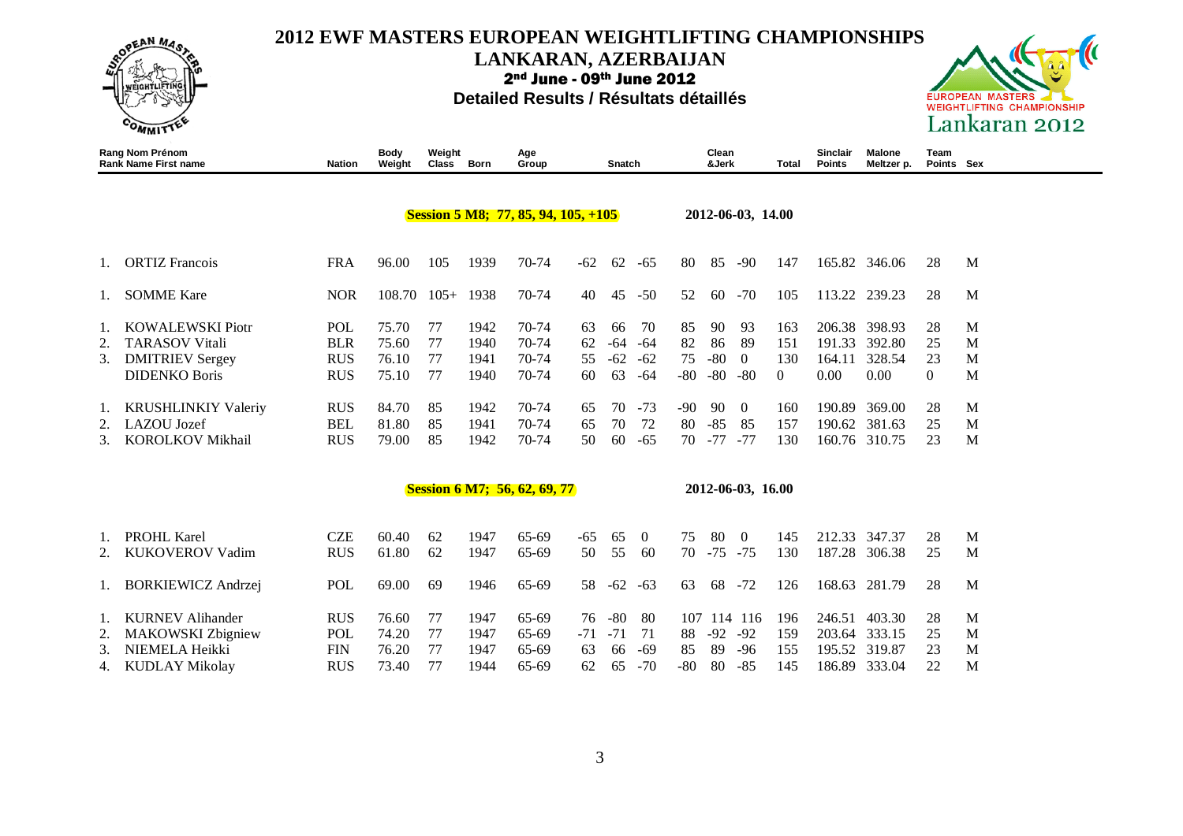# 2012 EWF MASTERS EUROPEAN WEIGHTLIFTING CHAMPIONSHIPS

## LANKARAN, AZERBAIJAN

**2nd June - 09th June 2012**

**Detailed Results / Résultats détaillés**

| Rang Nom Prénom / Rank Name First name | | Nation | Body Weight | Weight Class | Born | Age Group | Snatch | | | Clean &Jerk | | | Total | Sinclair Points | Malone Meltzer p. | Team Points | Sex |
|---|---|---|---|---|---|---|---|---|---|---|---|---|---|---|---|---|---|
| **Session 5 M8; 77, 85, 94, 105, +105** | | | | | | | | | | **2012-06-03, 14.00** | | | | | | | |
| 1. | ORTIZ Francois | FRA | 96.00 | 105 | 1939 | 70-74 | -62 | 62 | -65 | 80 | 85 | -90 | 147 | 165.82 | 346.06 | 28 | M |
| 1. | SOMME Kare | NOR | 108.70 | 105+ | 1938 | 70-74 | 40 | 45 | -50 | 52 | 60 | -70 | 105 | 113.22 | 239.23 | 28 | M |
| 1. | KOWALEWSKI Piotr | POL | 75.70 | 77 | 1942 | 70-74 | 63 | 66 | 70 | 85 | 90 | 93 | 163 | 206.38 | 398.93 | 28 | M |
| 2. | TARASOV Vitali | BLR | 75.60 | 77 | 1940 | 70-74 | 62 | -64 | -64 | 82 | 86 | 89 | 151 | 191.33 | 392.80 | 25 | M |
| 3. | DMITRIEV Sergey | RUS | 76.10 | 77 | 1941 | 70-74 | 55 | -62 | -62 | 75 | -80 | 0 | 130 | 164.11 | 328.54 | 23 | M |
| | DIDENKO Boris | RUS | 75.10 | 77 | 1940 | 70-74 | 60 | 63 | -64 | -80 | -80 | -80 | 0 | 0.00 | 0.00 | 0 | M |
| 1. | KRUSHLINKIY Valeriy | RUS | 84.70 | 85 | 1942 | 70-74 | 65 | 70 | -73 | -90 | 90 | 0 | 160 | 190.89 | 369.00 | 28 | M |
| 2. | LAZOU Jozef | BEL | 81.80 | 85 | 1941 | 70-74 | 65 | 70 | 72 | 80 | -85 | 85 | 157 | 190.62 | 381.63 | 25 | M |
| 3. | KOROLKOV Mikhail | RUS | 79.00 | 85 | 1942 | 70-74 | 50 | 60 | -65 | 70 | -77 | -77 | 130 | 160.76 | 310.75 | 23 | M |
| **Session 6 M7; 56, 62, 69, 77** | | | | | | | | | | **2012-06-03, 16.00** | | | | | | | |
| 1. | PROHL Karel | CZE | 60.40 | 62 | 1947 | 65-69 | -65 | 65 | 0 | 75 | 80 | 0 | 145 | 212.33 | 347.37 | 28 | M |
| 2. | KUKOVEROV Vadim | RUS | 61.80 | 62 | 1947 | 65-69 | 50 | 55 | 60 | 70 | -75 | -75 | 130 | 187.28 | 306.38 | 25 | M |
| 1. | BORKIEWICZ Andrzej | POL | 69.00 | 69 | 1946 | 65-69 | 58 | -62 | -63 | 63 | 68 | -72 | 126 | 168.63 | 281.79 | 28 | M |
| 1. | KURNEV Alihander | RUS | 76.60 | 77 | 1947 | 65-69 | 76 | -80 | 80 | 107 | 114 | 116 | 196 | 246.51 | 403.30 | 28 | M |
| 2. | MAKOWSKI Zbigniew | POL | 74.20 | 77 | 1947 | 65-69 | -71 | -71 | 71 | 88 | -92 | -92 | 159 | 203.64 | 333.15 | 25 | M |
| 3. | NIEMELA Heikki | FIN | 76.20 | 77 | 1947 | 65-69 | 63 | 66 | -69 | 85 | 89 | -96 | 155 | 195.52 | 319.87 | 23 | M |
| 4. | KUDLAY Mikolay | RUS | 73.40 | 77 | 1944 | 65-69 | 62 | 65 | -70 | -80 | 80 | -85 | 145 | 186.89 | 333.04 | 22 | M |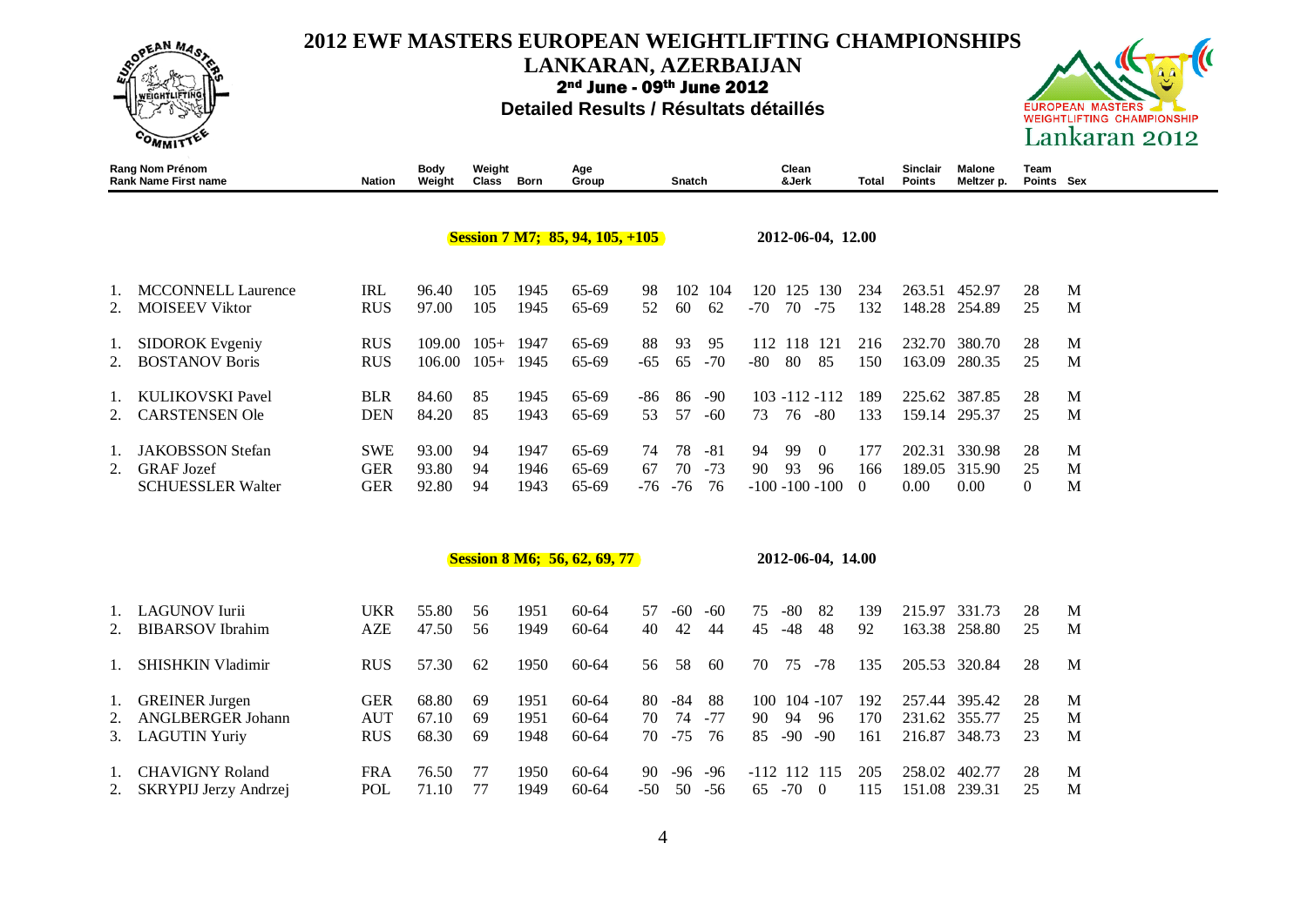# 2012 EWF MASTERS EUROPEAN WEIGHTLIFTING CHAMPIONSHIPS

## LANKARAN, AZERBAIJAN

**2nd June - 09th June 2012**

**Detailed Results / Résultats détaillés**

| Rang Rank | Nom Prénom Name First name | Nation | Body Weight | Weight Class | Born | Age Group | Snatch | | | Clean &Jerk | | | Total | Sinclair Points | Malone Meltzer p. | Team Points | Sex |
|---|---|---|---|---|---|---|---|---|---|---|---|---|---|---|---|---|---|
| | **Session 7 M7; 85, 94, 105, +105** | | | | | | | | | **2012-06-04, 12.00** | | | | | | | |
| 1. | MCCONNELL Laurence | IRL | 96.40 | 105 | 1945 | 65-69 | 98 | 102 | 104 | 120 | 125 | 130 | 234 | 263.51 | 452.97 | 28 | M |
| 2. | MOISEEV Viktor | RUS | 97.00 | 105 | 1945 | 65-69 | 52 | 60 | 62 | -70 | 70 | -75 | 132 | 148.28 | 254.89 | 25 | M |
| 1. | SIDOROK Evgeniy | RUS | 109.00 | 105+ | 1947 | 65-69 | 88 | 93 | 95 | 112 | 118 | 121 | 216 | 232.70 | 380.70 | 28 | M |
| 2. | BOSTANOV Boris | RUS | 106.00 | 105+ | 1945 | 65-69 | -65 | 65 | -70 | -80 | 80 | 85 | 150 | 163.09 | 280.35 | 25 | M |
| 1. | KULIKOVSKI Pavel | BLR | 84.60 | 85 | 1945 | 65-69 | -86 | 86 | -90 | 103 | -112 | -112 | 189 | 225.62 | 387.85 | 28 | M |
| 2. | CARSTENSEN Ole | DEN | 84.20 | 85 | 1943 | 65-69 | 53 | 57 | -60 | 73 | 76 | -80 | 133 | 159.14 | 295.37 | 25 | M |
| 1. | JAKOBSSON Stefan | SWE | 93.00 | 94 | 1947 | 65-69 | 74 | 78 | -81 | 94 | 99 | 0 | 177 | 202.31 | 330.98 | 28 | M |
| 2. | GRAF Jozef | GER | 93.80 | 94 | 1946 | 65-69 | 67 | 70 | -73 | 90 | 93 | 96 | 166 | 189.05 | 315.90 | 25 | M |
| | SCHUESSLER Walter | GER | 92.80 | 94 | 1943 | 65-69 | -76 | -76 | 76 | -100 | -100 | -100 | 0 | 0.00 | 0.00 | 0 | M |
| | **Session 8 M6; 56, 62, 69, 77** | | | | | | | | | **2012-06-04, 14.00** | | | | | | | |
| 1. | LAGUNOV Iurii | UKR | 55.80 | 56 | 1951 | 60-64 | 57 | -60 | -60 | 75 | -80 | 82 | 139 | 215.97 | 331.73 | 28 | M |
| 2. | BIBARSOV Ibrahim | AZE | 47.50 | 56 | 1949 | 60-64 | 40 | 42 | 44 | 45 | -48 | 48 | 92 | 163.38 | 258.80 | 25 | M |
| 1. | SHISHKIN Vladimir | RUS | 57.30 | 62 | 1950 | 60-64 | 56 | 58 | 60 | 70 | 75 | -78 | 135 | 205.53 | 320.84 | 28 | M |
| 1. | GREINER Jurgen | GER | 68.80 | 69 | 1951 | 60-64 | 80 | -84 | 88 | 100 | 104 | -107 | 192 | 257.44 | 395.42 | 28 | M |
| 2. | ANGLBERGER Johann | AUT | 67.10 | 69 | 1951 | 60-64 | 70 | 74 | -77 | 90 | 94 | 96 | 170 | 231.62 | 355.77 | 25 | M |
| 3. | LAGUTIN Yuriy | RUS | 68.30 | 69 | 1948 | 60-64 | 70 | -75 | 76 | 85 | -90 | -90 | 161 | 216.87 | 348.73 | 23 | M |
| 1. | CHAVIGNY Roland | FRA | 76.50 | 77 | 1950 | 60-64 | 90 | -96 | -96 | -112 | 112 | 115 | 205 | 258.02 | 402.77 | 28 | M |
| 2. | SKRYPIJ Jerzy Andrzej | POL | 71.10 | 77 | 1949 | 60-64 | -50 | 50 | -56 | 65 | -70 | 0 | 115 | 151.08 | 239.31 | 25 | M |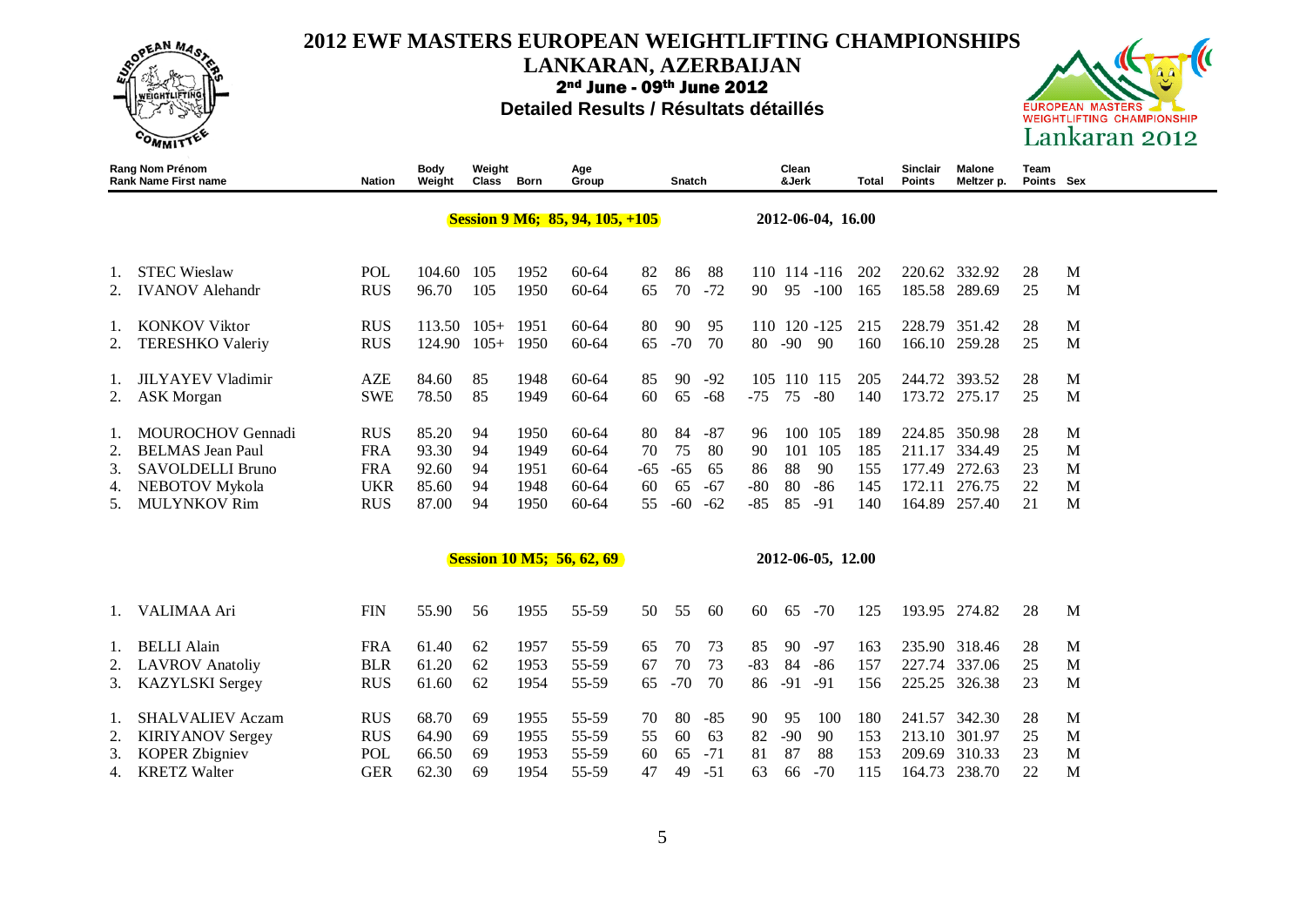# 2012 EWF MASTERS EUROPEAN WEIGHTLIFTING CHAMPIONSHIPS

## LANKARAN, AZERBAIJAN

**2nd June - 09th June 2012**

**Detailed Results / Résultats détaillés**

| Rang Rank | Nom Prénom Name First name | Nation | Body Weight | Weight Class | Born | Age Group | Snatch | | | Clean &Jerk | | | Total | Sinclair Points | Malone Meltzer p. | Team Points | Sex |
|---|---|---|---|---|---|---|---|---|---|---|---|---|---|---|---|---|---|
| | **Session 9 M6; 85, 94, 105, +105** | | | | | | | | | **2012-06-04, 16.00** | | | | | | | |
| 1. | STEC Wieslaw | POL | 104.60 | 105 | 1952 | 60-64 | 82 | 86 | 88 | 110 | 114 | -116 | 202 | 220.62 | 332.92 | 28 | M |
| 2. | IVANOV Alehandr | RUS | 96.70 | 105 | 1950 | 60-64 | 65 | 70 | -72 | 90 | 95 | -100 | 165 | 185.58 | 289.69 | 25 | M |
| 1. | KONKOV Viktor | RUS | 113.50 | 105+ | 1951 | 60-64 | 80 | 90 | 95 | 110 | 120 | -125 | 215 | 228.79 | 351.42 | 28 | M |
| 2. | TERESHKO Valeriy | RUS | 124.90 | 105+ | 1950 | 60-64 | 65 | -70 | 70 | 80 | -90 | 90 | 160 | 166.10 | 259.28 | 25 | M |
| 1. | JILYAYEV Vladimir | AZE | 84.60 | 85 | 1948 | 60-64 | 85 | 90 | -92 | 105 | 110 | 115 | 205 | 244.72 | 393.52 | 28 | M |
| 2. | ASK Morgan | SWE | 78.50 | 85 | 1949 | 60-64 | 60 | 65 | -68 | -75 | 75 | -80 | 140 | 173.72 | 275.17 | 25 | M |
| 1. | MOUROCHOV Gennadi | RUS | 85.20 | 94 | 1950 | 60-64 | 80 | 84 | -87 | 96 | 100 | 105 | 189 | 224.85 | 350.98 | 28 | M |
| 2. | BELMAS Jean Paul | FRA | 93.30 | 94 | 1949 | 60-64 | 70 | 75 | 80 | 90 | 101 | 105 | 185 | 211.17 | 334.49 | 25 | M |
| 3. | SAVOLDELLI Bruno | FRA | 92.60 | 94 | 1951 | 60-64 | -65 | -65 | 65 | 86 | 88 | 90 | 155 | 177.49 | 272.63 | 23 | M |
| 4. | NEBOTOV Mykola | UKR | 85.60 | 94 | 1948 | 60-64 | 60 | 65 | -67 | -80 | 80 | -86 | 145 | 172.11 | 276.75 | 22 | M |
| 5. | MULYNKOV Rim | RUS | 87.00 | 94 | 1950 | 60-64 | 55 | -60 | -62 | -85 | 85 | -91 | 140 | 164.89 | 257.40 | 21 | M |
| | **Session 10 M5; 56, 62, 69** | | | | | | | | | **2012-06-05, 12.00** | | | | | | | |
| 1. | VALIMAA Ari | FIN | 55.90 | 56 | 1955 | 55-59 | 50 | 55 | 60 | 60 | 65 | -70 | 125 | 193.95 | 274.82 | 28 | M |
| 1. | BELLI Alain | FRA | 61.40 | 62 | 1957 | 55-59 | 65 | 70 | 73 | 85 | 90 | -97 | 163 | 235.90 | 318.46 | 28 | M |
| 2. | LAVROV Anatoliy | BLR | 61.20 | 62 | 1953 | 55-59 | 67 | 70 | 73 | -83 | 84 | -86 | 157 | 227.74 | 337.06 | 25 | M |
| 3. | KAZYLSKI Sergey | RUS | 61.60 | 62 | 1954 | 55-59 | 65 | -70 | 70 | 86 | -91 | -91 | 156 | 225.25 | 326.38 | 23 | M |
| 1. | SHALVALIEV Aczam | RUS | 68.70 | 69 | 1955 | 55-59 | 70 | 80 | -85 | 90 | 95 | 100 | 180 | 241.57 | 342.30 | 28 | M |
| 2. | KIRIYANOV Sergey | RUS | 64.90 | 69 | 1955 | 55-59 | 55 | 60 | 63 | 82 | -90 | 90 | 153 | 213.10 | 301.97 | 25 | M |
| 3. | KOPER Zbigniev | POL | 66.50 | 69 | 1953 | 55-59 | 60 | 65 | -71 | 81 | 87 | 88 | 153 | 209.69 | 310.33 | 23 | M |
| 4. | KRETZ Walter | GER | 62.30 | 69 | 1954 | 55-59 | 47 | 49 | -51 | 63 | 66 | -70 | 115 | 164.73 | 238.70 | 22 | M |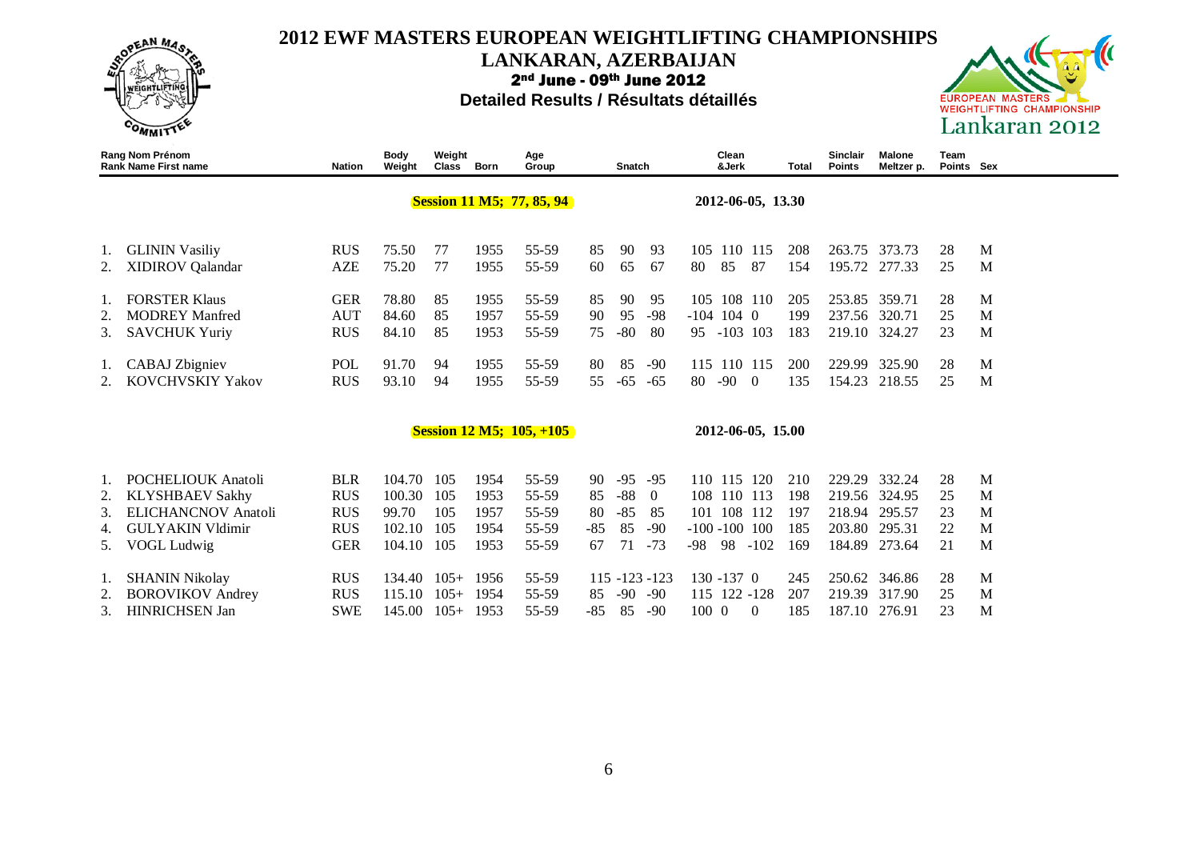# 2012 EWF MASTERS EUROPEAN WEIGHTLIFTING CHAMPIONSHIPS

## LANKARAN, AZERBAIJAN

**2nd June - 09th June 2012**

**Detailed Results / Résultats détaillés**

| Rang Nom Prénom<br>Rank Name First name | | Nation | Body Weight | Weight Class | Born | Age Group | Snatch | | | Clean &Jerk | | | Total | Sinclair Points | Malone Meltzer p. | Team Points | Sex |
|---|---|---|---|---|---|---|---|---|---|---|---|---|---|---|---|---|---|
| | **Session 11 M5; 77, 85, 94** | | | | | | | | | **2012-06-05, 13.30** | | | | | | | |
| 1. | GLININ Vasiliy | RUS | 75.50 | 77 | 1955 | 55-59 | 85 | 90 | 93 | 105 | 110 | 115 | 208 | 263.75 | 373.73 | 28 | M |
| 2. | XIDIROV Qalandar | AZE | 75.20 | 77 | 1955 | 55-59 | 60 | 65 | 67 | 80 | 85 | 87 | 154 | 195.72 | 277.33 | 25 | M |
| 1. | FORSTER Klaus | GER | 78.80 | 85 | 1955 | 55-59 | 85 | 90 | 95 | 105 | 108 | 110 | 205 | 253.85 | 359.71 | 28 | M |
| 2. | MODREY Manfred | AUT | 84.60 | 85 | 1957 | 55-59 | 90 | 95 | -98 | -104 | 104 | 0 | 199 | 237.56 | 320.71 | 25 | M |
| 3. | SAVCHUK Yuriy | RUS | 84.10 | 85 | 1953 | 55-59 | 75 | -80 | 80 | 95 | -103 | 103 | 183 | 219.10 | 324.27 | 23 | M |
| 1. | CABAJ Zbigniev | POL | 91.70 | 94 | 1955 | 55-59 | 80 | 85 | -90 | 115 | 110 | 115 | 200 | 229.99 | 325.90 | 28 | M |
| 2. | KOVCHVSKIY Yakov | RUS | 93.10 | 94 | 1955 | 55-59 | 55 | -65 | -65 | 80 | -90 | 0 | 135 | 154.23 | 218.55 | 25 | M |
| | **Session 12 M5; 105, +105** | | | | | | | | | **2012-06-05, 15.00** | | | | | | | |
| 1. | POCHELIOUK Anatoli | BLR | 104.70 | 105 | 1954 | 55-59 | 90 | -95 | -95 | 110 | 115 | 120 | 210 | 229.29 | 332.24 | 28 | M |
| 2. | KLYSHBAEV Sakhy | RUS | 100.30 | 105 | 1953 | 55-59 | 85 | -88 | 0 | 108 | 110 | 113 | 198 | 219.56 | 324.95 | 25 | M |
| 3. | ELICHANCNOV Anatoli | RUS | 99.70 | 105 | 1957 | 55-59 | 80 | -85 | 85 | 101 | 108 | 112 | 197 | 218.94 | 295.57 | 23 | M |
| 4. | GULYAKIN Vldimir | RUS | 102.10 | 105 | 1954 | 55-59 | -85 | 85 | -90 | -100 | -100 | 100 | 185 | 203.80 | 295.31 | 22 | M |
| 5. | VOGL Ludwig | GER | 104.10 | 105 | 1953 | 55-59 | 67 | 71 | -73 | -98 | 98 | -102 | 169 | 184.89 | 273.64 | 21 | M |
| 1. | SHANIN Nikolay | RUS | 134.40 | 105+ | 1956 | 55-59 | 115 | -123 | -123 | 130 | -137 | 0 | 245 | 250.62 | 346.86 | 28 | M |
| 2. | BOROVIKOV Andrey | RUS | 115.10 | 105+ | 1954 | 55-59 | 85 | -90 | -90 | 115 | 122 | -128 | 207 | 219.39 | 317.90 | 25 | M |
| 3. | HINRICHSEN Jan | SWE | 145.00 | 105+ | 1953 | 55-59 | -85 | 85 | -90 | 100 | 0 | 0 | 185 | 187.10 | 276.91 | 23 | M |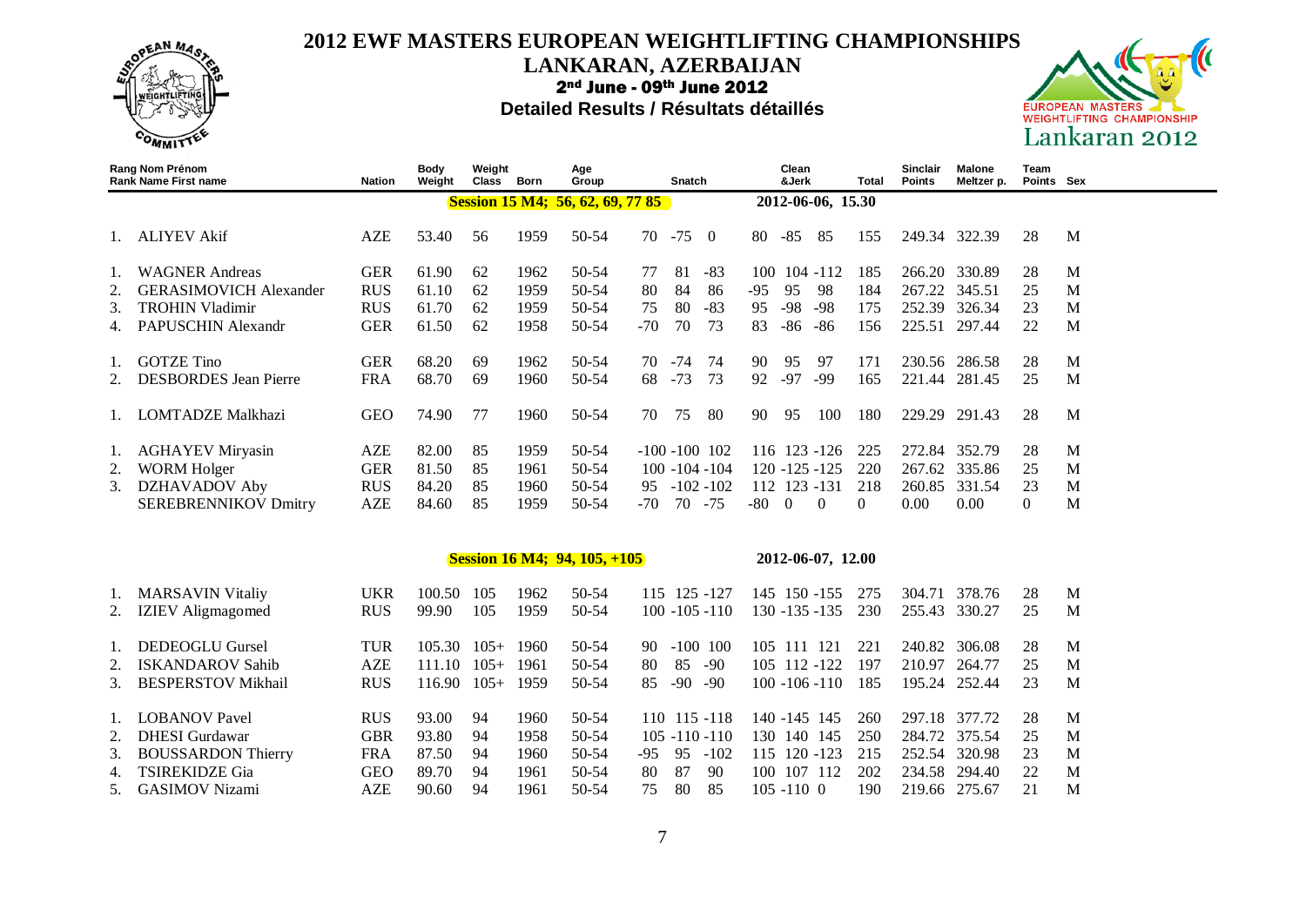# 2012 EWF MASTERS EUROPEAN WEIGHTLIFTING CHAMPIONSHIPS

## LANKARAN, AZERBAIJAN

### 2nd June - 09th June 2012

**Detailed Results / Résultats détaillés**

| Rang | Nom Prénom / Name First name | Nation | Body Weight | Weight Class | Born | Age Group | Snatch | | | Clean &Jerk | | | Total | Sinclair Points | Malone Meltzer p. | Team Points | Sex |
|---|---|---|---|---|---|---|---|---|---|---|---|---|---|---|---|---|---|
| | **Session 15 M4; 56, 62, 69, 77 85** | | | | | | | | | **2012-06-06, 15.30** | | | | | | | |
| 1. | ALIYEV Akif | AZE | 53.40 | 56 | 1959 | 50-54 | 70 | -75 | 0 | 80 | -85 | 85 | 155 | 249.34 | 322.39 | 28 | M |
| 1. | WAGNER Andreas | GER | 61.90 | 62 | 1962 | 50-54 | 77 | 81 | -83 | 100 | 104 | -112 | 185 | 266.20 | 330.89 | 28 | M |
| 2. | GERASIMOVICH Alexander | RUS | 61.10 | 62 | 1959 | 50-54 | 80 | 84 | 86 | -95 | 95 | 98 | 184 | 267.22 | 345.51 | 25 | M |
| 3. | TROHIN Vladimir | RUS | 61.70 | 62 | 1959 | 50-54 | 75 | 80 | -83 | 95 | -98 | -98 | 175 | 252.39 | 326.34 | 23 | M |
| 4. | PAPUSCHIN Alexandr | GER | 61.50 | 62 | 1958 | 50-54 | -70 | 70 | 73 | 83 | -86 | -86 | 156 | 225.51 | 297.44 | 22 | M |
| 1. | GOTZE Tino | GER | 68.20 | 69 | 1962 | 50-54 | 70 | -74 | 74 | 90 | 95 | 97 | 171 | 230.56 | 286.58 | 28 | M |
| 2. | DESBORDES Jean Pierre | FRA | 68.70 | 69 | 1960 | 50-54 | 68 | -73 | 73 | 92 | -97 | -99 | 165 | 221.44 | 281.45 | 25 | M |
| 1. | LOMTADZE Malkhazi | GEO | 74.90 | 77 | 1960 | 50-54 | 70 | 75 | 80 | 90 | 95 | 100 | 180 | 229.29 | 291.43 | 28 | M |
| 1. | AGHAYEV Miryasin | AZE | 82.00 | 85 | 1959 | 50-54 | -100 | -100 | 102 | 116 | 123 | -126 | 225 | 272.84 | 352.79 | 28 | M |
| 2. | WORM Holger | GER | 81.50 | 85 | 1961 | 50-54 | 100 | -104 | -104 | 120 | -125 | -125 | 220 | 267.62 | 335.86 | 25 | M |
| 3. | DZHAVADOV Aby | RUS | 84.20 | 85 | 1960 | 50-54 | 95 | -102 | -102 | 112 | 123 | -131 | 218 | 260.85 | 331.54 | 23 | M |
| | SEREBRENNIKOV Dmitry | AZE | 84.60 | 85 | 1959 | 50-54 | -70 | 70 | -75 | -80 | 0 | 0 | 0 | 0.00 | 0.00 | 0 | M |
| | **Session 16 M4; 94, 105, +105** | | | | | | | | | **2012-06-07, 12.00** | | | | | | | |
| 1. | MARSAVIN Vitaliy | UKR | 100.50 | 105 | 1962 | 50-54 | 115 | 125 | -127 | 145 | 150 | -155 | 275 | 304.71 | 378.76 | 28 | M |
| 2. | IZIEV Aligmagomed | RUS | 99.90 | 105 | 1959 | 50-54 | 100 | -105 | -110 | 130 | -135 | -135 | 230 | 255.43 | 330.27 | 25 | M |
| 1. | DEDEOGLU Gursel | TUR | 105.30 | 105+ | 1960 | 50-54 | 90 | -100 | 100 | 105 | 111 | 121 | 221 | 240.82 | 306.08 | 28 | M |
| 2. | ISKANDAROV Sahib | AZE | 111.10 | 105+ | 1961 | 50-54 | 80 | 85 | -90 | 105 | 112 | -122 | 197 | 210.97 | 264.77 | 25 | M |
| 3. | BESPERSTOV Mikhail | RUS | 116.90 | 105+ | 1959 | 50-54 | 85 | -90 | -90 | 100 | -106 | -110 | 185 | 195.24 | 252.44 | 23 | M |
| 1. | LOBANOV Pavel | RUS | 93.00 | 94 | 1960 | 50-54 | 110 | 115 | -118 | 140 | -145 | 145 | 260 | 297.18 | 377.72 | 28 | M |
| 2. | DHESI Gurdawar | GBR | 93.80 | 94 | 1958 | 50-54 | 105 | -110 | -110 | 130 | 140 | 145 | 250 | 284.72 | 375.54 | 25 | M |
| 3. | BOUSSARDON Thierry | FRA | 87.50 | 94 | 1960 | 50-54 | -95 | 95 | -102 | 115 | 120 | -123 | 215 | 252.54 | 320.98 | 23 | M |
| 4. | TSIREKIDZE Gia | GEO | 89.70 | 94 | 1961 | 50-54 | 80 | 87 | 90 | 100 | 107 | 112 | 202 | 234.58 | 294.40 | 22 | M |
| 5. | GASIMOV Nizami | AZE | 90.60 | 94 | 1961 | 50-54 | 75 | 80 | 85 | 105 | -110 | 0 | 190 | 219.66 | 275.67 | 21 | M |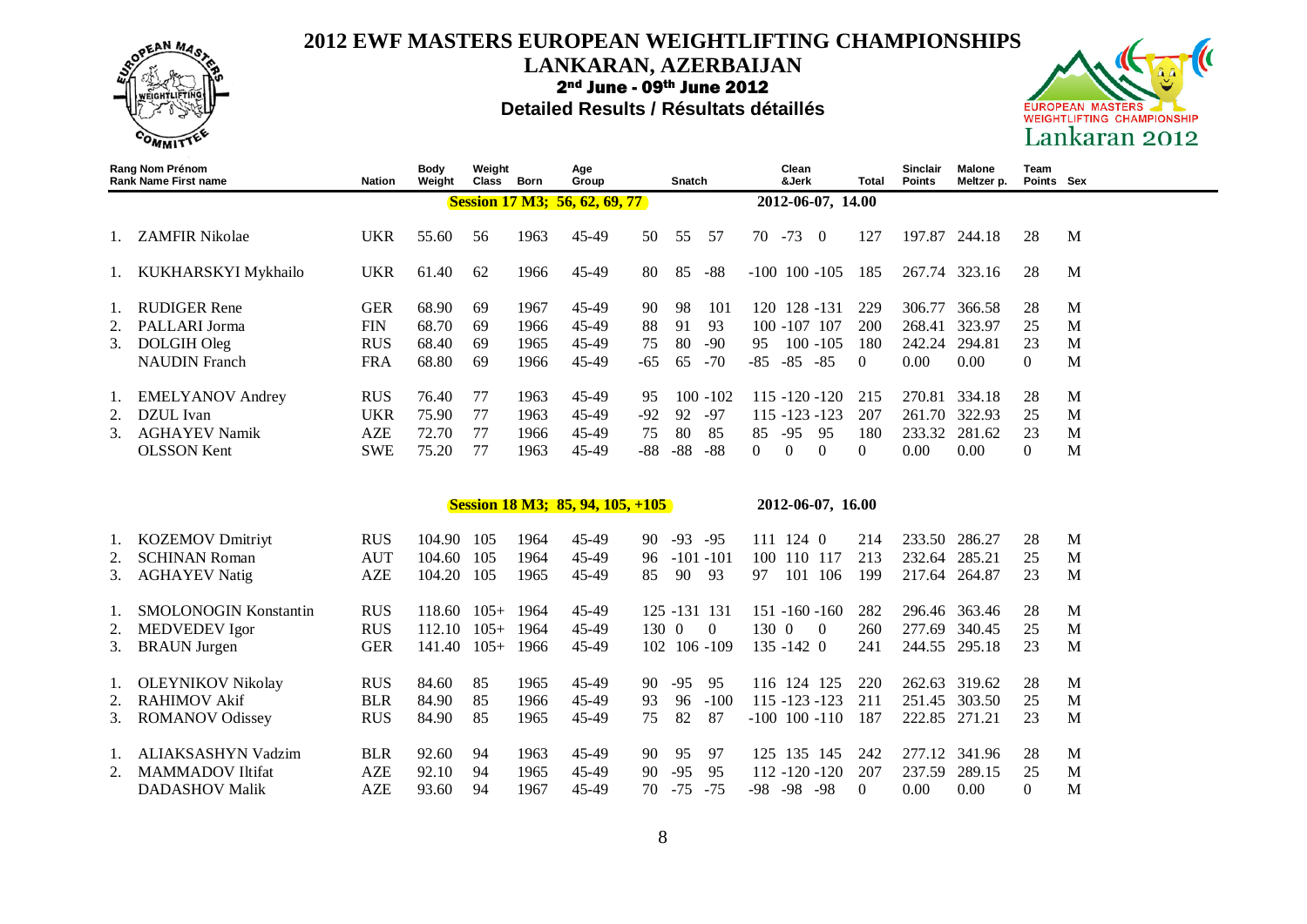# 2012 EWF MASTERS EUROPEAN WEIGHTLIFTING CHAMPIONSHIPS

## LANKARAN, AZERBAIJAN

**2nd June - 09th June 2012**

**Detailed Results / Résultats détaillés**

| Rang Rank | Nom Prénom Name First name | Nation | Body Weight | Weight Class | Born | Age Group | Snatch | | | Clean &Jerk | | | Total | Sinclair Points | Malone Meltzer p. | Team Points | Sex |
|---|---|---|---|---|---|---|---|---|---|---|---|---|---|---|---|---|---|
| | | | | **Session 17 M3; 56, 62, 69, 77** | | | | | | 2012-06-07, 14.00 | | | | | | | |
| 1. | ZAMFIR Nikolae | UKR | 55.60 | 56 | 1963 | 45-49 | 50 | 55 | 57 | 70 | -73 | 0 | 127 | 197.87 | 244.18 | 28 | M |
| 1. | KUKHARSKYI Mykhailo | UKR | 61.40 | 62 | 1966 | 45-49 | 80 | 85 | -88 | -100 | 100 | -105 | 185 | 267.74 | 323.16 | 28 | M |
| 1. | RUDIGER Rene | GER | 68.90 | 69 | 1967 | 45-49 | 90 | 98 | 101 | 120 | 128 | -131 | 229 | 306.77 | 366.58 | 28 | M |
| 2. | PALLARI Jorma | FIN | 68.70 | 69 | 1966 | 45-49 | 88 | 91 | 93 | 100 | -107 | 107 | 200 | 268.41 | 323.97 | 25 | M |
| 3. | DOLGIH Oleg | RUS | 68.40 | 69 | 1965 | 45-49 | 75 | 80 | -90 | 95 | 100 | -105 | 180 | 242.24 | 294.81 | 23 | M |
| | NAUDIN Franch | FRA | 68.80 | 69 | 1966 | 45-49 | -65 | 65 | -70 | -85 | -85 | -85 | 0 | 0.00 | 0.00 | 0 | M |
| 1. | EMELYANOV Andrey | RUS | 76.40 | 77 | 1963 | 45-49 | 95 | 100 | -102 | 115 | -120 | -120 | 215 | 270.81 | 334.18 | 28 | M |
| 2. | DZUL Ivan | UKR | 75.90 | 77 | 1963 | 45-49 | -92 | 92 | -97 | 115 | -123 | -123 | 207 | 261.70 | 322.93 | 25 | M |
| 3. | AGHAYEV Namik | AZE | 72.70 | 77 | 1966 | 45-49 | 75 | 80 | 85 | 85 | -95 | 95 | 180 | 233.32 | 281.62 | 23 | M |
| | OLSSON Kent | SWE | 75.20 | 77 | 1963 | 45-49 | -88 | -88 | -88 | 0 | 0 | 0 | 0 | 0.00 | 0.00 | 0 | M |
| | | | | **Session 18 M3; 85, 94, 105, +105** | | | | | | 2012-06-07, 16.00 | | | | | | | |
| 1. | KOZEMOV Dmitriyt | RUS | 104.90 | 105 | 1964 | 45-49 | 90 | -93 | -95 | 111 | 124 | 0 | 214 | 233.50 | 286.27 | 28 | M |
| 2. | SCHINAN Roman | AUT | 104.60 | 105 | 1964 | 45-49 | 96 | -101 | -101 | 100 | 110 | 117 | 213 | 232.64 | 285.21 | 25 | M |
| 3. | AGHAYEV Natig | AZE | 104.20 | 105 | 1965 | 45-49 | 85 | 90 | 93 | 97 | 101 | 106 | 199 | 217.64 | 264.87 | 23 | M |
| 1. | SMOLONOGIN Konstantin | RUS | 118.60 | 105+ | 1964 | 45-49 | 125 | -131 | 131 | 151 | -160 | -160 | 282 | 296.46 | 363.46 | 28 | M |
| 2. | MEDVEDEV Igor | RUS | 112.10 | 105+ | 1964 | 45-49 | 130 | 0 | 0 | 130 | 0 | 0 | 260 | 277.69 | 340.45 | 25 | M |
| 3. | BRAUN Jurgen | GER | 141.40 | 105+ | 1966 | 45-49 | 102 | 106 | -109 | 135 | -142 | 0 | 241 | 244.55 | 295.18 | 23 | M |
| 1. | OLEYNIKOV Nikolay | RUS | 84.60 | 85 | 1965 | 45-49 | 90 | -95 | 95 | 116 | 124 | 125 | 220 | 262.63 | 319.62 | 28 | M |
| 2. | RAHIMOV Akif | BLR | 84.90 | 85 | 1966 | 45-49 | 93 | 96 | -100 | 115 | -123 | -123 | 211 | 251.45 | 303.50 | 25 | M |
| 3. | ROMANOV Odissey | RUS | 84.90 | 85 | 1965 | 45-49 | 75 | 82 | 87 | -100 | 100 | -110 | 187 | 222.85 | 271.21 | 23 | M |
| 1. | ALIAKSASHYN Vadzim | BLR | 92.60 | 94 | 1963 | 45-49 | 90 | 95 | 97 | 125 | 135 | 145 | 242 | 277.12 | 341.96 | 28 | M |
| 2. | MAMMADOV Iltifat | AZE | 92.10 | 94 | 1965 | 45-49 | 90 | -95 | 95 | 112 | -120 | -120 | 207 | 237.59 | 289.15 | 25 | M |
| | DADASHOV Malik | AZE | 93.60 | 94 | 1967 | 45-49 | 70 | -75 | -75 | -98 | -98 | -98 | 0 | 0.00 | 0.00 | 0 | M |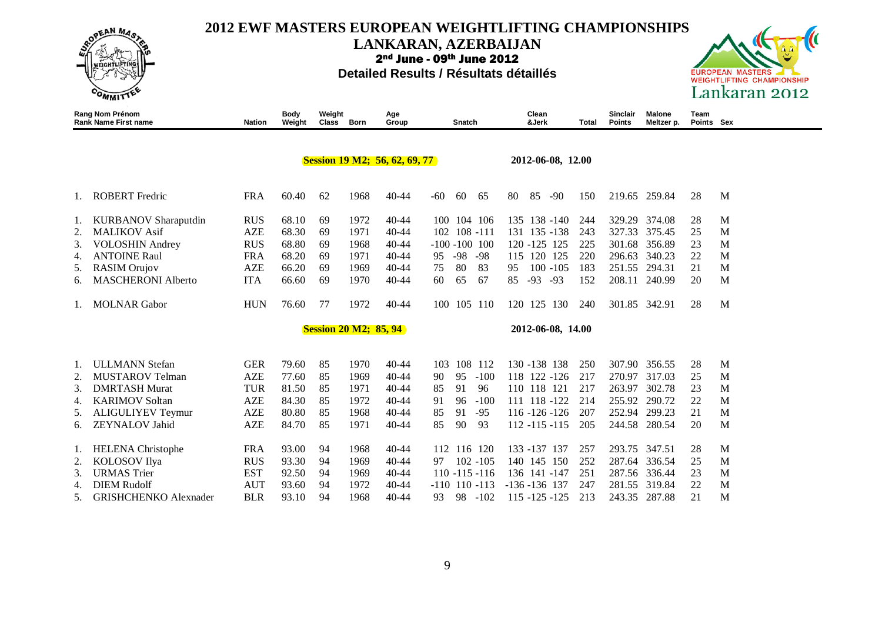# 2012 EWF MASTERS EUROPEAN WEIGHTLIFTING CHAMPIONSHIPS

## LANKARAN, AZERBAIJAN

**2nd June - 09th June 2012**

**Detailed Results / Résultats détaillés**

| Rang Nom Prénom / Rank Name First name | | Nation | Body Weight | Weight Class | Born | Age Group | Snatch | | | Clean &Jerk | | | Total | Sinclair Points | Malone Meltzer p. | Team Points | Sex |
|---|---|---|---|---|---|---|---|---|---|---|---|---|---|---|---|---|---|
| | | | | | **Session 19 M2; 56, 62, 69, 77** | | | | | **2012-06-08, 12.00** | | | | | | | |
| 1. | ROBERT Fredric | FRA | 60.40 | 62 | 1968 | 40-44 | -60 | 60 | 65 | 80 | 85 | -90 | 150 | 219.65 | 259.84 | 28 | M |
| 1. | KURBANOV Sharaputdin | RUS | 68.10 | 69 | 1972 | 40-44 | 100 | 104 | 106 | 135 | 138 | -140 | 244 | 329.29 | 374.08 | 28 | M |
| 2. | MALIKOV Asif | AZE | 68.30 | 69 | 1971 | 40-44 | 102 | 108 | -111 | 131 | 135 | -138 | 243 | 327.33 | 375.45 | 25 | M |
| 3. | VOLOSHIN Andrey | RUS | 68.80 | 69 | 1968 | 40-44 | -100 | -100 | 100 | 120 | -125 | 125 | 225 | 301.68 | 356.89 | 23 | M |
| 4. | ANTOINE Raul | FRA | 68.20 | 69 | 1971 | 40-44 | 95 | -98 | -98 | 115 | 120 | 125 | 220 | 296.63 | 340.23 | 22 | M |
| 5. | RASIM Orujov | AZE | 66.20 | 69 | 1969 | 40-44 | 75 | 80 | 83 | 95 | 100 | -105 | 183 | 251.55 | 294.31 | 21 | M |
| 6. | MASCHERONI Alberto | ITA | 66.60 | 69 | 1970 | 40-44 | 60 | 65 | 67 | 85 | -93 | -93 | 152 | 208.11 | 240.99 | 20 | M |
| 1. | MOLNAR Gabor | HUN | 76.60 | 77 | 1972 | 40-44 | 100 | 105 | 110 | 120 | 125 | 130 | 240 | 301.85 | 342.91 | 28 | M |
| | | | | | **Session 20 M2; 85, 94** | | | | | **2012-06-08, 14.00** | | | | | | | |
| 1. | ULLMANN Stefan | GER | 79.60 | 85 | 1970 | 40-44 | 103 | 108 | 112 | 130 | -138 | 138 | 250 | 307.90 | 356.55 | 28 | M |
| 2. | MUSTAROV Telman | AZE | 77.60 | 85 | 1969 | 40-44 | 90 | 95 | -100 | 118 | 122 | -126 | 217 | 270.97 | 317.03 | 25 | M |
| 3. | DMRTASH Murat | TUR | 81.50 | 85 | 1971 | 40-44 | 85 | 91 | 96 | 110 | 118 | 121 | 217 | 263.97 | 302.78 | 23 | M |
| 4. | KARIMOV Soltan | AZE | 84.30 | 85 | 1972 | 40-44 | 91 | 96 | -100 | 111 | 118 | -122 | 214 | 255.92 | 290.72 | 22 | M |
| 5. | ALIGULIYEV Teymur | AZE | 80.80 | 85 | 1968 | 40-44 | 85 | 91 | -95 | 116 | -126 | -126 | 207 | 252.94 | 299.23 | 21 | M |
| 6. | ZEYNALOV Jahid | AZE | 84.70 | 85 | 1971 | 40-44 | 85 | 90 | 93 | 112 | -115 | -115 | 205 | 244.58 | 280.54 | 20 | M |
| 1. | HELENA Christophe | FRA | 93.00 | 94 | 1968 | 40-44 | 112 | 116 | 120 | 133 | -137 | 137 | 257 | 293.75 | 347.51 | 28 | M |
| 2. | KOLOSOV Ilya | RUS | 93.30 | 94 | 1969 | 40-44 | 97 | 102 | -105 | 140 | 145 | 150 | 252 | 287.64 | 336.54 | 25 | M |
| 3. | URMAS Trier | EST | 92.50 | 94 | 1969 | 40-44 | 110 | -115 | -116 | 136 | 141 | -147 | 251 | 287.56 | 336.44 | 23 | M |
| 4. | DIEM Rudolf | AUT | 93.60 | 94 | 1972 | 40-44 | -110 | 110 | -113 | -136 | -136 | 137 | 247 | 281.55 | 319.84 | 22 | M |
| 5. | GRISHCHENKO Alexnader | BLR | 93.10 | 94 | 1968 | 40-44 | 93 | 98 | -102 | 115 | -125 | -125 | 213 | 243.35 | 287.88 | 21 | M |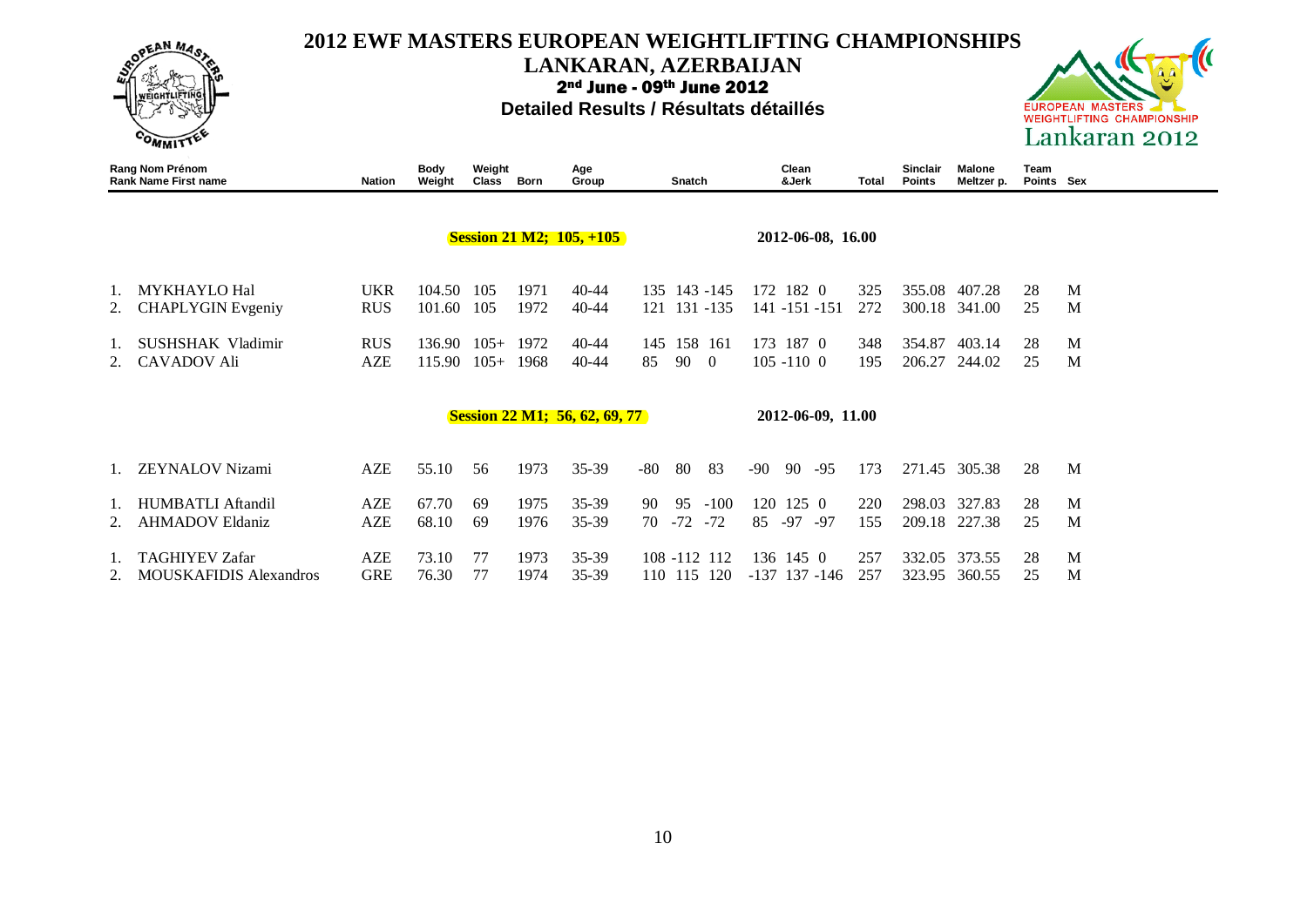# 2012 EWF MASTERS EUROPEAN WEIGHTLIFTING CHAMPIONSHIPS

## LANKARAN, AZERBAIJAN

**2nd June - 09th June 2012**

**Detailed Results / Résultats détaillés**

| Rang Rank | Nom Prénom Name First name | Nation | Body Weight | Weight Class | Born | Age Group | Snatch | | | Clean &Jerk | | | Total | Sinclair Points | Malone Meltzer p. | Team Points | Sex |
|---|---|---|---|---|---|---|---|---|---|---|---|---|---|---|---|---|---|
| | **Session 21 M2; 105, +105** | | | | | | | | | **2012-06-08, 16.00** | | | | | | | |
| 1. | MYKHAYLO Hal | UKR | 104.50 | 105 | 1971 | 40-44 | 135 | 143 | -145 | 172 | 182 | 0 | 325 | 355.08 | 407.28 | 28 | M |
| 2. | CHAPLYGIN Evgeniy | RUS | 101.60 | 105 | 1972 | 40-44 | 121 | 131 | -135 | 141 | -151 | -151 | 272 | 300.18 | 341.00 | 25 | M |
| 1. | SUSHSHAK Vladimir | RUS | 136.90 | 105+ | 1972 | 40-44 | 145 | 158 | 161 | 173 | 187 | 0 | 348 | 354.87 | 403.14 | 28 | M |
| 2. | CAVADOV Ali | AZE | 115.90 | 105+ | 1968 | 40-44 | 85 | 90 | 0 | 105 | -110 | 0 | 195 | 206.27 | 244.02 | 25 | M |
| | **Session 22 M1; 56, 62, 69, 77** | | | | | | | | | **2012-06-09, 11.00** | | | | | | | |
| 1. | ZEYNALOV Nizami | AZE | 55.10 | 56 | 1973 | 35-39 | -80 | 80 | 83 | -90 | 90 | -95 | 173 | 271.45 | 305.38 | 28 | M |
| 1. | HUMBATLI Aftandil | AZE | 67.70 | 69 | 1975 | 35-39 | 90 | 95 | -100 | 120 | 125 | 0 | 220 | 298.03 | 327.83 | 28 | M |
| 2. | AHMADOV Eldaniz | AZE | 68.10 | 69 | 1976 | 35-39 | 70 | -72 | -72 | 85 | -97 | -97 | 155 | 209.18 | 227.38 | 25 | M |
| 1. | TAGHIYEV Zafar | AZE | 73.10 | 77 | 1973 | 35-39 | 108 | -112 | 112 | 136 | 145 | 0 | 257 | 332.05 | 373.55 | 28 | M |
| 2. | MOUSKAFIDIS Alexandros | GRE | 76.30 | 77 | 1974 | 35-39 | 110 | 115 | 120 | -137 | 137 | -146 | 257 | 323.95 | 360.55 | 25 | M |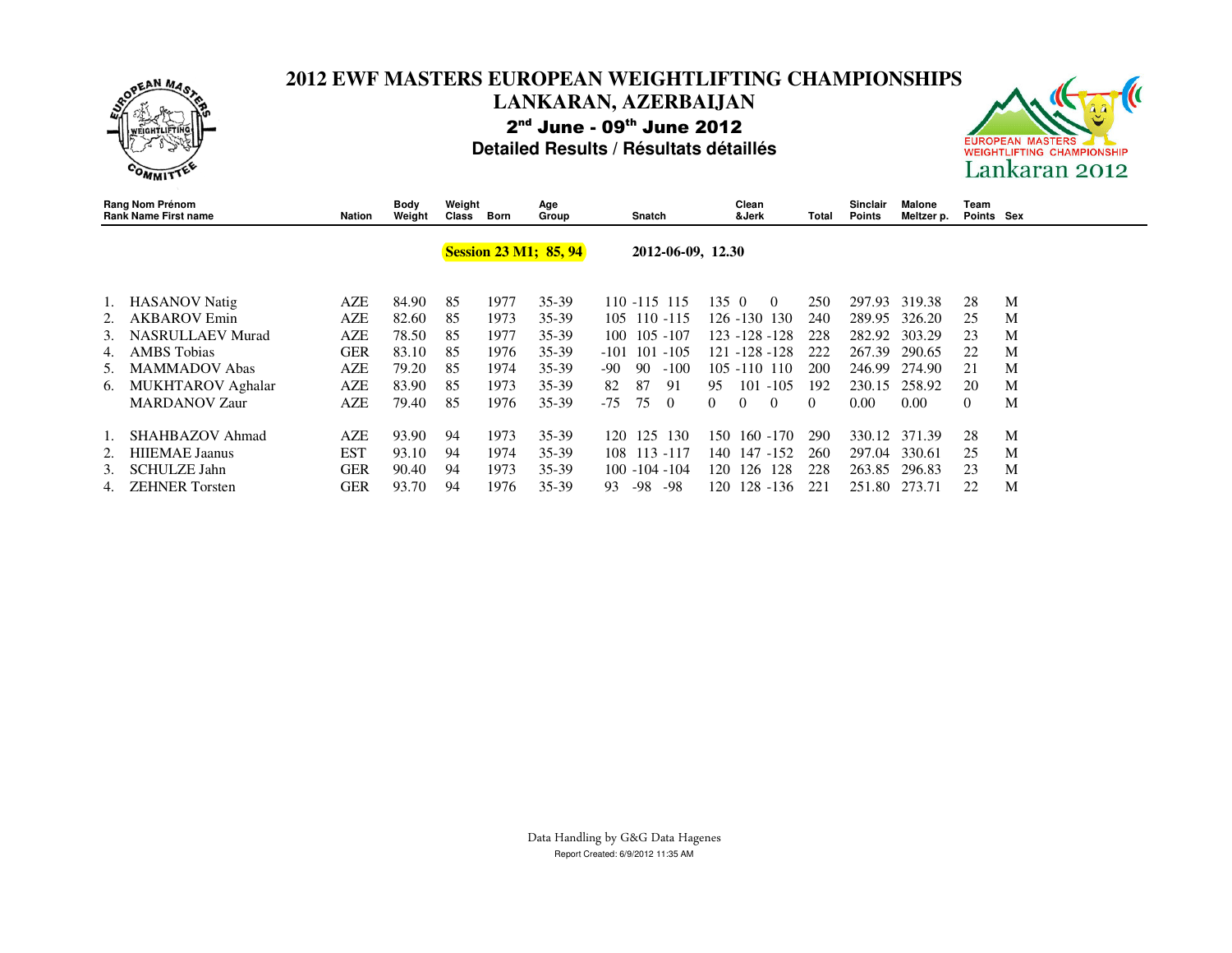# 2012 EWF MASTERS EUROPEAN WEIGHTLIFTING CHAMPIONSHIPS

## LANKARAN, AZERBAIJAN

**2nd June - 09th June 2012**

**Detailed Results / Résultats détaillés**

**Session 23 M1; 85, 94** — **2012-06-09, 12.30**

| Rang Rank | Nom Prénom Name First name | Nation | Body Weight | Weight Class | Born | Age Group | Snatch | | | Clean &Jerk | | | Total | Sinclair Points | Malone Meltzer p. | Team Points | Sex |
|---|---|---|---|---|---|---|---|---|---|---|---|---|---|---|---|---|---|
| 1. | HASANOV Natig | AZE | 84.90 | 85 | 1977 | 35-39 | 110 | -115 | 115 | 135 | 0 | 0 | 250 | 297.93 | 319.38 | 28 | M |
| 2. | AKBAROV Emin | AZE | 82.60 | 85 | 1973 | 35-39 | 105 | 110 | -115 | 126 | -130 | 130 | 240 | 289.95 | 326.20 | 25 | M |
| 3. | NASRULLAEV Murad | AZE | 78.50 | 85 | 1977 | 35-39 | 100 | 105 | -107 | 123 | -128 | -128 | 228 | 282.92 | 303.29 | 23 | M |
| 4. | AMBS Tobias | GER | 83.10 | 85 | 1976 | 35-39 | -101 | 101 | -105 | 121 | -128 | -128 | 222 | 267.39 | 290.65 | 22 | M |
| 5. | MAMMADOV Abas | AZE | 79.20 | 85 | 1974 | 35-39 | -90 | 90 | -100 | 105 | -110 | 110 | 200 | 246.99 | 274.90 | 21 | M |
| 6. | MUKHTAROV Aghalar | AZE | 83.90 | 85 | 1973 | 35-39 | 82 | 87 | 91 | 95 | 101 | -105 | 192 | 230.15 | 258.92 | 20 | M |
| | MARDANOV Zaur | AZE | 79.40 | 85 | 1976 | 35-39 | -75 | 75 | 0 | 0 | 0 | 0 | 0 | 0.00 | 0.00 | 0 | M |
| 1. | SHAHBAZOV Ahmad | AZE | 93.90 | 94 | 1973 | 35-39 | 120 | 125 | 130 | 150 | 160 | -170 | 290 | 330.12 | 371.39 | 28 | M |
| 2. | HIIEMAE Jaanus | EST | 93.10 | 94 | 1974 | 35-39 | 108 | 113 | -117 | 140 | 147 | -152 | 260 | 297.04 | 330.61 | 25 | M |
| 3. | SCHULZE Jahn | GER | 90.40 | 94 | 1973 | 35-39 | 100 | -104 | -104 | 120 | 126 | 128 | 228 | 263.85 | 296.83 | 23 | M |
| 4. | ZEHNER Torsten | GER | 93.70 | 94 | 1976 | 35-39 | 93 | -98 | -98 | 120 | 128 | -136 | 221 | 251.80 | 273.71 | 22 | M |

Data Handling by G&G Data Hagenes

Report Created: 6/9/2012 11:35 AM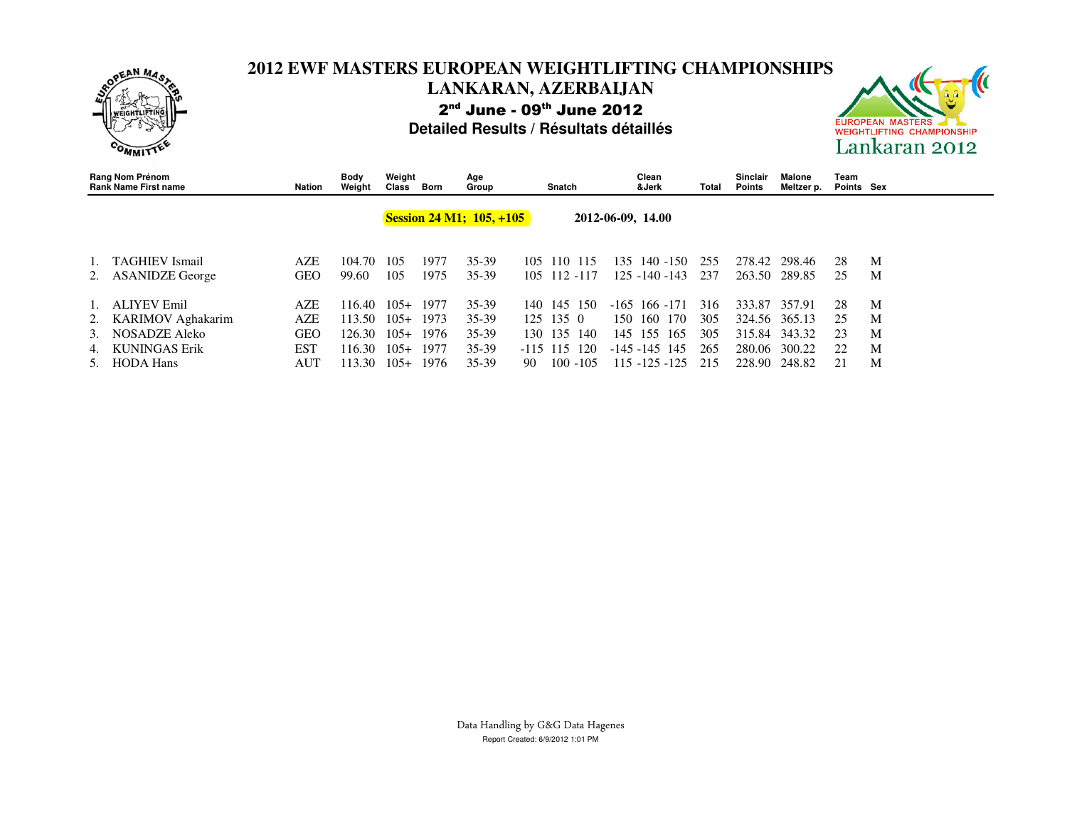# 2012 EWF MASTERS EUROPEAN WEIGHTLIFTING CHAMPIONSHIPS

## LANKARAN, AZERBAIJAN

**2nd June - 09th June 2012**

**Detailed Results / Résultats détaillés**

**Session 24 M1; 105, +105** — 2012-06-09, 14.00

| Rang / Rank | Nom Prénom / Name First name | Nation | Body Weight | Weight Class | Born | Age Group | Snatch | | | Clean &Jerk | | | Total | Sinclair Points | Malone Meltzer p. | Team Points | Sex |
|---|---|---|---|---|---|---|---|---|---|---|---|---|---|---|---|---|---|
| 1. | TAGHIEV Ismail | AZE | 104.70 | 105 | 1977 | 35-39 | 105 | 110 | 115 | 135 | 140 | -150 | 255 | 278.42 | 298.46 | 28 | M |
| 2. | ASANIDZE George | GEO | 99.60 | 105 | 1975 | 35-39 | 105 | 112 | -117 | 125 | -140 | -143 | 237 | 263.50 | 289.85 | 25 | M |
| 1. | ALIYEV Emil | AZE | 116.40 | 105+ | 1977 | 35-39 | 140 | 145 | 150 | -165 | 166 | -171 | 316 | 333.87 | 357.91 | 28 | M |
| 2. | KARIMOV Aghakarim | AZE | 113.50 | 105+ | 1973 | 35-39 | 125 | 135 | 0 | 150 | 160 | 170 | 305 | 324.56 | 365.13 | 25 | M |
| 3. | NOSADZE Aleko | GEO | 126.30 | 105+ | 1976 | 35-39 | 130 | 135 | 140 | 145 | 155 | 165 | 305 | 315.84 | 343.32 | 23 | M |
| 4. | KUNINGAS Erik | EST | 116.30 | 105+ | 1977 | 35-39 | -115 | 115 | 120 | -145 | -145 | 145 | 265 | 280.06 | 300.22 | 22 | M |
| 5. | HODA Hans | AUT | 113.30 | 105+ | 1976 | 35-39 | 90 | 100 | -105 | 115 | -125 | -125 | 215 | 228.90 | 248.82 | 21 | M |

Data Handling by G&G Data Hagenes

Report Created: 6/9/2012 1:01 PM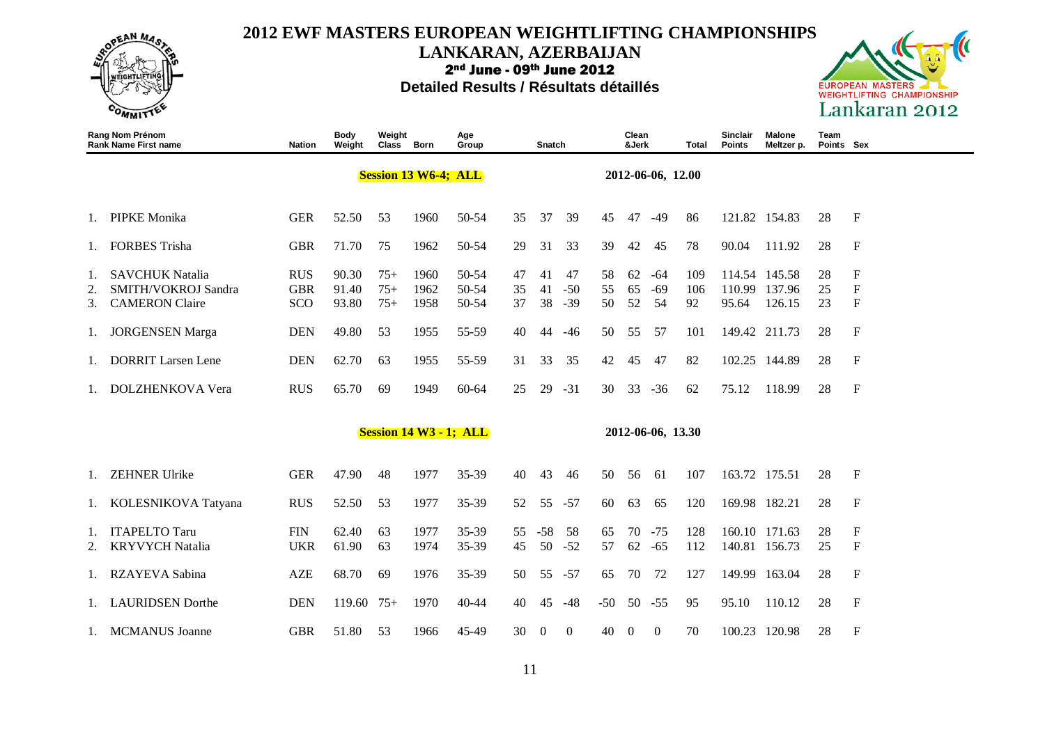# 2012 EWF MASTERS EUROPEAN WEIGHTLIFTING CHAMPIONSHIPS

## LANKARAN, AZERBAIJAN

**2nd June - 09th June 2012**

**Detailed Results / Résultats détaillés**

| Rang Nom Prénom Rank Name First name | | Nation | Body Weight | Weight Class | Born | Age Group | Snatch | | | Clean &Jerk | | | Total | Sinclair Points | Malone Meltzer p. | Team Points | Sex |
|---|---|---|---|---|---|---|---|---|---|---|---|---|---|---|---|---|---|
| | | | | **Session 13 W6-4; ALL** | | | | | | **2012-06-06, 12.00** | | | | | | | |
| 1. | PIPKE Monika | GER | 52.50 | 53 | 1960 | 50-54 | 35 | 37 | 39 | 45 | 47 | -49 | 86 | 121.82 | 154.83 | 28 | F |
| 1. | FORBES Trisha | GBR | 71.70 | 75 | 1962 | 50-54 | 29 | 31 | 33 | 39 | 42 | 45 | 78 | 90.04 | 111.92 | 28 | F |
| 1. | SAVCHUK Natalia | RUS | 90.30 | 75+ | 1960 | 50-54 | 47 | 41 | 47 | 58 | 62 | -64 | 109 | 114.54 | 145.58 | 28 | F |
| 2. | SMITH/VOKROJ Sandra | GBR | 91.40 | 75+ | 1962 | 50-54 | 35 | 41 | -50 | 55 | 65 | -69 | 106 | 110.99 | 137.96 | 25 | F |
| 3. | CAMERON Claire | SCO | 93.80 | 75+ | 1958 | 50-54 | 37 | 38 | -39 | 50 | 52 | 54 | 92 | 95.64 | 126.15 | 23 | F |
| 1. | JORGENSEN Marga | DEN | 49.80 | 53 | 1955 | 55-59 | 40 | 44 | -46 | 50 | 55 | 57 | 101 | 149.42 | 211.73 | 28 | F |
| 1. | DORRIT Larsen Lene | DEN | 62.70 | 63 | 1955 | 55-59 | 31 | 33 | 35 | 42 | 45 | 47 | 82 | 102.25 | 144.89 | 28 | F |
| 1. | DOLZHENKOVA Vera | RUS | 65.70 | 69 | 1949 | 60-64 | 25 | 29 | -31 | 30 | 33 | -36 | 62 | 75.12 | 118.99 | 28 | F |
| | | | | **Session 14 W3 - 1; ALL** | | | | | | **2012-06-06, 13.30** | | | | | | | |
| 1. | ZEHNER Ulrike | GER | 47.90 | 48 | 1977 | 35-39 | 40 | 43 | 46 | 50 | 56 | 61 | 107 | 163.72 | 175.51 | 28 | F |
| 1. | KOLESNIKOVA Tatyana | RUS | 52.50 | 53 | 1977 | 35-39 | 52 | 55 | -57 | 60 | 63 | 65 | 120 | 169.98 | 182.21 | 28 | F |
| 1. | ITAPELTO Taru | FIN | 62.40 | 63 | 1977 | 35-39 | 55 | -58 | 58 | 65 | 70 | -75 | 128 | 160.10 | 171.63 | 28 | F |
| 2. | KRYVYCH Natalia | UKR | 61.90 | 63 | 1974 | 35-39 | 45 | 50 | -52 | 57 | 62 | -65 | 112 | 140.81 | 156.73 | 25 | F |
| 1. | RZAYEVA Sabina | AZE | 68.70 | 69 | 1976 | 35-39 | 50 | 55 | -57 | 65 | 70 | 72 | 127 | 149.99 | 163.04 | 28 | F |
| 1. | LAURIDSEN Dorthe | DEN | 119.60 | 75+ | 1970 | 40-44 | 40 | 45 | -48 | -50 | 50 | -55 | 95 | 95.10 | 110.12 | 28 | F |
| 1. | MCMANUS Joanne | GBR | 51.80 | 53 | 1966 | 45-49 | 30 | 0 | 0 | 40 | 0 | 0 | 70 | 100.23 | 120.98 | 28 | F |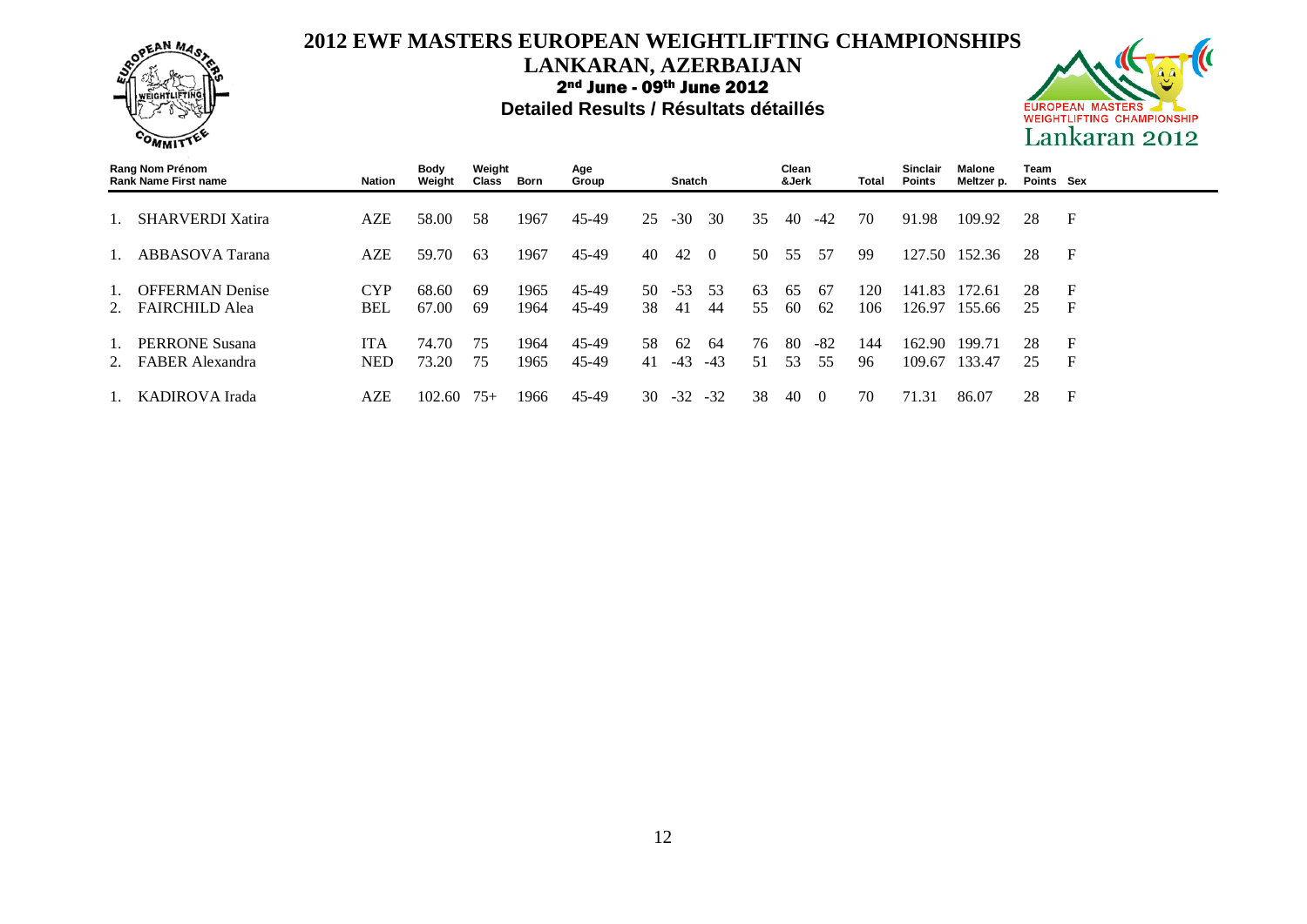# 2012 EWF MASTERS EUROPEAN WEIGHTLIFTING CHAMPIONSHIPS

## LANKARAN, AZERBAIJAN

**2nd June - 09th June 2012**

**Detailed Results / Résultats détaillés**

| Rang Rank | Nom Prénom Name First name | Nation | Body Weight | Weight Class | Born | Age Group | Snatch | | | Clean &Jerk | | | Total | Sinclair Points | Malone Meltzer p. | Team Points | Sex |
|---|---|---|---|---|---|---|---|---|---|---|---|---|---|---|---|---|---|
| 1. | SHARVERDI Xatira | AZE | 58.00 | 58 | 1967 | 45-49 | 25 | -30 | 30 | 35 | 40 | -42 | 70 | 91.98 | 109.92 | 28 | F |
| 1. | ABBASOVA Tarana | AZE | 59.70 | 63 | 1967 | 45-49 | 40 | 42 | 0 | 50 | 55 | 57 | 99 | 127.50 | 152.36 | 28 | F |
| 1. | OFFERMAN Denise | CYP | 68.60 | 69 | 1965 | 45-49 | 50 | -53 | 53 | 63 | 65 | 67 | 120 | 141.83 | 172.61 | 28 | F |
| 2. | FAIRCHILD Alea | BEL | 67.00 | 69 | 1964 | 45-49 | 38 | 41 | 44 | 55 | 60 | 62 | 106 | 126.97 | 155.66 | 25 | F |
| 1. | PERRONE Susana | ITA | 74.70 | 75 | 1964 | 45-49 | 58 | 62 | 64 | 76 | 80 | -82 | 144 | 162.90 | 199.71 | 28 | F |
| 2. | FABER Alexandra | NED | 73.20 | 75 | 1965 | 45-49 | 41 | -43 | -43 | 51 | 53 | 55 | 96 | 109.67 | 133.47 | 25 | F |
| 1. | KADIROVA Irada | AZE | 102.60 | 75+ | 1966 | 45-49 | 30 | -32 | -32 | 38 | 40 | 0 | 70 | 71.31 | 86.07 | 28 | F |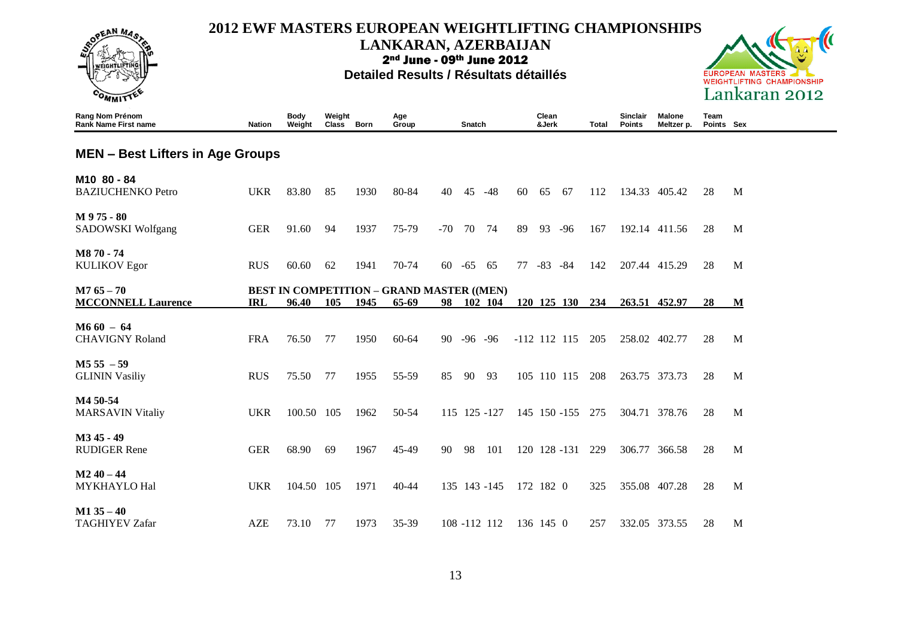# 2012 EWF MASTERS EUROPEAN WEIGHTLIFTING CHAMPIONSHIPS

## LANKARAN, AZERBAIJAN

**2nd June - 09th June 2012**

**Detailed Results / Résultats détaillés**

## MEN – Best Lifters in Age Groups

| Rang Nom Prénom / Rank Name First name | Nation | Body Weight | Weight Class | Born | Age Group | Snatch | | | Clean &Jerk | | | Total | Sinclair Points | Malone Meltzer p. | Team Points | Sex |
|---|---|---|---|---|---|---|---|---|---|---|---|---|---|---|---|---|
| **M10 80 - 84** | | | | | | | | | | | | | | | | |
| BAZIUCHENKO Petro | UKR | 83.80 | 85 | 1930 | 80-84 | 40 | 45 | -48 | 60 | 65 | 67 | 112 | 134.33 | 405.42 | 28 | M |
| **M 9 75 - 80** | | | | | | | | | | | | | | | | |
| SADOWSKI Wolfgang | GER | 91.60 | 94 | 1937 | 75-79 | -70 | 70 | 74 | 89 | 93 | -96 | 167 | 192.14 | 411.56 | 28 | M |
| **M8 70 - 74** | | | | | | | | | | | | | | | | |
| KULIKOV Egor | RUS | 60.60 | 62 | 1941 | 70-74 | 60 | -65 | 65 | 77 | -83 | -84 | 142 | 207.44 | 415.29 | 28 | M |
| **M7 65 – 70** | **BEST IN COMPETITION – GRAND MASTER ((MEN)** | | | | | | | | | | | | | | | |
| **MCCONNELL Laurence** | **IRL** | **96.40** | **105** | **1945** | **65-69** | **98** | **102** | **104** | **120** | **125** | **130** | **234** | **263.51** | **452.97** | **28** | **M** |
| **M6 60 – 64** | | | | | | | | | | | | | | | | |
| CHAVIGNY Roland | FRA | 76.50 | 77 | 1950 | 60-64 | 90 | -96 | -96 | -112 | 112 | 115 | 205 | 258.02 | 402.77 | 28 | M |
| **M5 55 – 59** | | | | | | | | | | | | | | | | |
| GLININ Vasiliy | RUS | 75.50 | 77 | 1955 | 55-59 | 85 | 90 | 93 | 105 | 110 | 115 | 208 | 263.75 | 373.73 | 28 | M |
| **M4 50-54** | | | | | | | | | | | | | | | | |
| MARSAVIN Vitaliy | UKR | 100.50 | 105 | 1962 | 50-54 | 115 | 125 | -127 | 145 | 150 | -155 | 275 | 304.71 | 378.76 | 28 | M |
| **M3 45 - 49** | | | | | | | | | | | | | | | | |
| RUDIGER Rene | GER | 68.90 | 69 | 1967 | 45-49 | 90 | 98 | 101 | 120 | 128 | -131 | 229 | 306.77 | 366.58 | 28 | M |
| **M2 40 – 44** | | | | | | | | | | | | | | | | |
| MYKHAYLO Hal | UKR | 104.50 | 105 | 1971 | 40-44 | 135 | 143 | -145 | 172 | 182 | 0 | 325 | 355.08 | 407.28 | 28 | M |
| **M1 35 – 40** | | | | | | | | | | | | | | | | |
| TAGHIYEV Zafar | AZE | 73.10 | 77 | 1973 | 35-39 | 108 | -112 | 112 | 136 | 145 | 0 | 257 | 332.05 | 373.55 | 28 | M |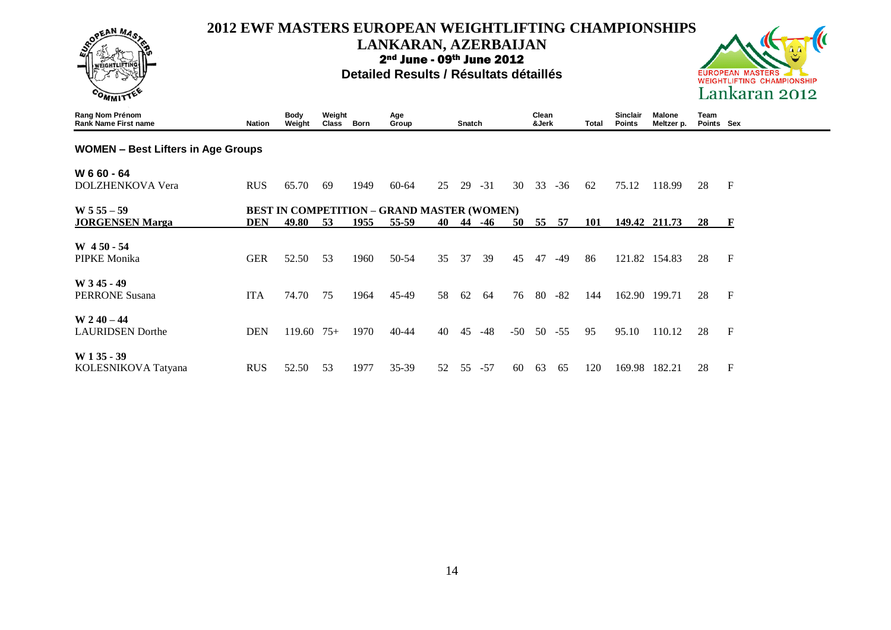# 2012 EWF MASTERS EUROPEAN WEIGHTLIFTING CHAMPIONSHIPS

## LANKARAN, AZERBAIJAN

### 2nd June - 09th June 2012

### Detailed Results / Résultats détaillés

## WOMEN – Best Lifters in Age Groups

| Rang Nom Prénom / Rank Name First name | Nation | Body Weight | Weight Class | Born | Age Group | Snatch | | | Clean &Jerk | | | Total | Sinclair Points | Malone Meltzer p. | Team Points | Sex |
|---|---|---|---|---|---|---|---|---|---|---|---|---|---|---|---|---|
| **W 6 60 - 64** | | | | | | | | | | | | | | | | |
| DOLZHENKOVA Vera | RUS | 65.70 | 69 | 1949 | 60-64 | 25 | 29 | -31 | 30 | 33 | -36 | 62 | 75.12 | 118.99 | 28 | F |
| **W 5 55 – 59** | **BEST IN COMPETITION – GRAND MASTER (WOMEN)** | | | | | | | | | | | | | | | |
| **JORGENSEN Marga** | **DEN** | **49.80** | **53** | **1955** | **55-59** | **40** | **44** | **-46** | **50** | **55** | **57** | **101** | **149.42** | **211.73** | **28** | **F** |
| **W 4 50 - 54** | | | | | | | | | | | | | | | | |
| PIPKE Monika | GER | 52.50 | 53 | 1960 | 50-54 | 35 | 37 | 39 | 45 | 47 | -49 | 86 | 121.82 | 154.83 | 28 | F |
| **W 3 45 - 49** | | | | | | | | | | | | | | | | |
| PERRONE Susana | ITA | 74.70 | 75 | 1964 | 45-49 | 58 | 62 | 64 | 76 | 80 | -82 | 144 | 162.90 | 199.71 | 28 | F |
| **W 2 40 – 44** | | | | | | | | | | | | | | | | |
| LAURIDSEN Dorthe | DEN | 119.60 | 75+ | 1970 | 40-44 | 40 | 45 | -48 | -50 | 50 | -55 | 95 | 95.10 | 110.12 | 28 | F |
| **W 1 35 - 39** | | | | | | | | | | | | | | | | |
| KOLESNIKOVA Tatyana | RUS | 52.50 | 53 | 1977 | 35-39 | 52 | 55 | -57 | 60 | 63 | 65 | 120 | 169.98 | 182.21 | 28 | F |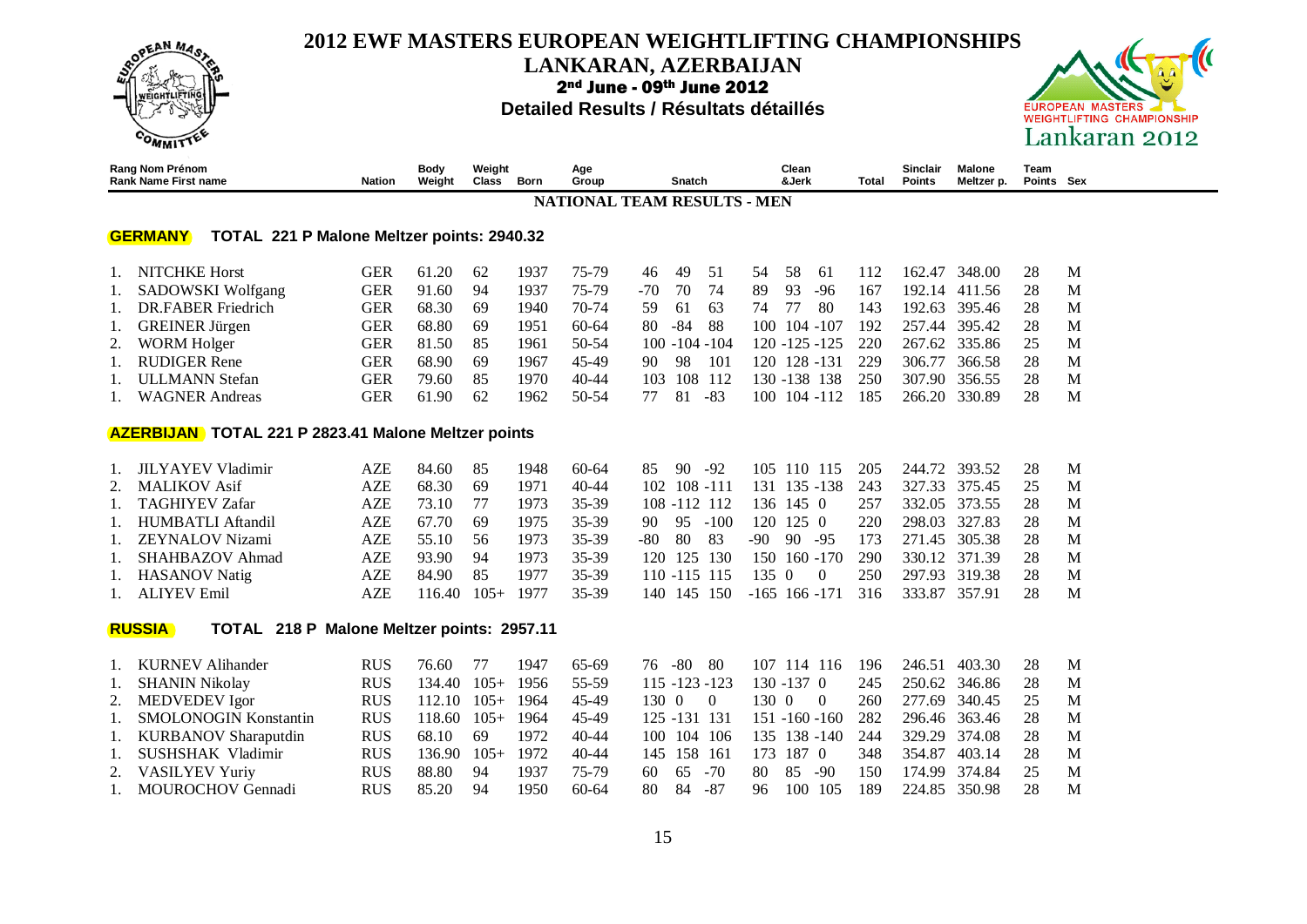# 2012 EWF MASTERS EUROPEAN WEIGHTLIFTING CHAMPIONSHIPS

## LANKARAN, AZERBAIJAN

**2nd June - 09th June 2012**

**Detailed Results / Résultats détaillés**

### NATIONAL TEAM RESULTS - MEN

### GERMANY TOTAL 221 P Malone Meltzer points: 2940.32

| Rang Rank | Nom Prénom Name First name | Nation | Body Weight | Weight Class | Born | Age Group | Snatch | | | Clean &Jerk | | | Total | Sinclair Points | Malone Meltzer p. | Team Points | Sex |
|---|---|---|---|---|---|---|---|---|---|---|---|---|---|---|---|---|---|
| 1. | NITCHKE Horst | GER | 61.20 | 62 | 1937 | 75-79 | 46 | 49 | 51 | 54 | 58 | 61 | 112 | 162.47 | 348.00 | 28 | M |
| 1. | SADOWSKI Wolfgang | GER | 91.60 | 94 | 1937 | 75-79 | -70 | 70 | 74 | 89 | 93 | -96 | 167 | 192.14 | 411.56 | 28 | M |
| 1. | DR.FABER Friedrich | GER | 68.30 | 69 | 1940 | 70-74 | 59 | 61 | 63 | 74 | 77 | 80 | 143 | 192.63 | 395.46 | 28 | M |
| 1. | GREINER Jürgen | GER | 68.80 | 69 | 1951 | 60-64 | 80 | -84 | 88 | 100 | 104 | -107 | 192 | 257.44 | 395.42 | 28 | M |
| 2. | WORM Holger | GER | 81.50 | 85 | 1961 | 50-54 | 100 | -104 | -104 | 120 | -125 | -125 | 220 | 267.62 | 335.86 | 25 | M |
| 1. | RUDIGER Rene | GER | 68.90 | 69 | 1967 | 45-49 | 90 | 98 | 101 | 120 | 128 | -131 | 229 | 306.77 | 366.58 | 28 | M |
| 1. | ULLMANN Stefan | GER | 79.60 | 85 | 1970 | 40-44 | 103 | 108 | 112 | 130 | -138 | 138 | 250 | 307.90 | 356.55 | 28 | M |
| 1. | WAGNER Andreas | GER | 61.90 | 62 | 1962 | 50-54 | 77 | 81 | -83 | 100 | 104 | -112 | 185 | 266.20 | 330.89 | 28 | M |

### AZERBIJAN TOTAL 221 P 2823.41 Malone Meltzer points

| Rang Rank | Nom Prénom Name First name | Nation | Body Weight | Weight Class | Born | Age Group | Snatch | | | Clean &Jerk | | | Total | Sinclair Points | Malone Meltzer p. | Team Points | Sex |
|---|---|---|---|---|---|---|---|---|---|---|---|---|---|---|---|---|---|
| 1. | JILYAYEV Vladimir | AZE | 84.60 | 85 | 1948 | 60-64 | 85 | 90 | -92 | 105 | 110 | 115 | 205 | 244.72 | 393.52 | 28 | M |
| 2. | MALIKOV Asif | AZE | 68.30 | 69 | 1971 | 40-44 | 102 | 108 | -111 | 131 | 135 | -138 | 243 | 327.33 | 375.45 | 25 | M |
| 1. | TAGHIYEV Zafar | AZE | 73.10 | 77 | 1973 | 35-39 | 108 | -112 | 112 | 136 | 145 | 0 | 257 | 332.05 | 373.55 | 28 | M |
| 1. | HUMBATLI Aftandil | AZE | 67.70 | 69 | 1975 | 35-39 | 90 | 95 | -100 | 120 | 125 | 0 | 220 | 298.03 | 327.83 | 28 | M |
| 1. | ZEYNALOV Nizami | AZE | 55.10 | 56 | 1973 | 35-39 | -80 | 80 | 83 | -90 | 90 | -95 | 173 | 271.45 | 305.38 | 28 | M |
| 1. | SHAHBAZOV Ahmad | AZE | 93.90 | 94 | 1973 | 35-39 | 120 | 125 | 130 | 150 | 160 | -170 | 290 | 330.12 | 371.39 | 28 | M |
| 1. | HASANOV Natig | AZE | 84.90 | 85 | 1977 | 35-39 | 110 | -115 | 115 | 135 | 0 | 0 | 250 | 297.93 | 319.38 | 28 | M |
| 1. | ALIYEV Emil | AZE | 116.40 | 105+ | 1977 | 35-39 | 140 | 145 | 150 | -165 | 166 | -171 | 316 | 333.87 | 357.91 | 28 | M |

### RUSSIA TOTAL 218 P Malone Meltzer points: 2957.11

| Rang Rank | Nom Prénom Name First name | Nation | Body Weight | Weight Class | Born | Age Group | Snatch | | | Clean &Jerk | | | Total | Sinclair Points | Malone Meltzer p. | Team Points | Sex |
|---|---|---|---|---|---|---|---|---|---|---|---|---|---|---|---|---|---|
| 1. | KURNEV Alihander | RUS | 76.60 | 77 | 1947 | 65-69 | 76 | -80 | 80 | 107 | 114 | 116 | 196 | 246.51 | 403.30 | 28 | M |
| 1. | SHANIN Nikolay | RUS | 134.40 | 105+ | 1956 | 55-59 | 115 | -123 | -123 | 130 | -137 | 0 | 245 | 250.62 | 346.86 | 28 | M |
| 2. | MEDVEDEV Igor | RUS | 112.10 | 105+ | 1964 | 45-49 | 130 | 0 | 0 | 130 | 0 | 0 | 260 | 277.69 | 340.45 | 25 | M |
| 1. | SMOLONOGIN Konstantin | RUS | 118.60 | 105+ | 1964 | 45-49 | 125 | -131 | 131 | 151 | -160 | -160 | 282 | 296.46 | 363.46 | 28 | M |
| 1. | KURBANOV Sharaputdin | RUS | 68.10 | 69 | 1972 | 40-44 | 100 | 104 | 106 | 135 | 138 | -140 | 244 | 329.29 | 374.08 | 28 | M |
| 1. | SUSHSHAK Vladimir | RUS | 136.90 | 105+ | 1972 | 40-44 | 145 | 158 | 161 | 173 | 187 | 0 | 348 | 354.87 | 403.14 | 28 | M |
| 2. | VASILYEV Yuriy | RUS | 88.80 | 94 | 1937 | 75-79 | 60 | 65 | -70 | 80 | 85 | -90 | 150 | 174.99 | 374.84 | 25 | M |
| 1. | MOUROCHOV Gennadi | RUS | 85.20 | 94 | 1950 | 60-64 | 80 | 84 | -87 | 96 | 100 | 105 | 189 | 224.85 | 350.98 | 28 | M |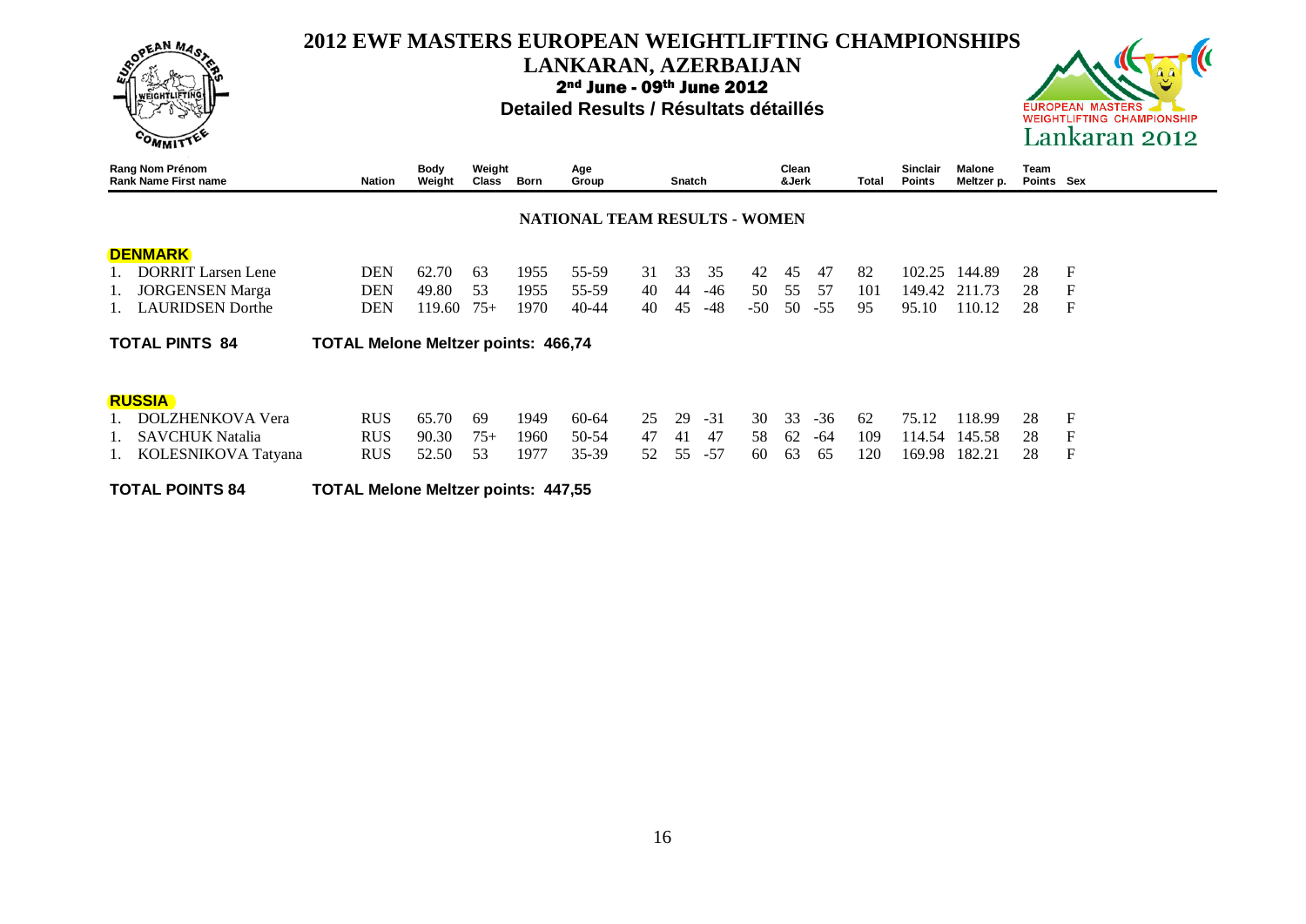# 2012 EWF MASTERS EUROPEAN WEIGHTLIFTING CHAMPIONSHIPS

## LANKARAN, AZERBAIJAN

**2nd June - 09th June 2012**

**Detailed Results / Résultats détaillés**

### NATIONAL TEAM RESULTS - WOMEN

**DENMARK**

| Rang Nom Prénom / Rank Name First name | Nation | Body Weight | Weight Class | Born | Age Group | Snatch | | | Clean &Jerk | | | Total | Sinclair Points | Malone Meltzer p. | Team Points | Sex |
|---|---|---|---|---|---|---|---|---|---|---|---|---|---|---|---|---|
| 1. DORRIT Larsen Lene | DEN | 62.70 | 63 | 1955 | 55-59 | 31 | 33 | 35 | 42 | 45 | 47 | 82 | 102.25 | 144.89 | 28 | F |
| 1. JORGENSEN Marga | DEN | 49.80 | 53 | 1955 | 55-59 | 40 | 44 | -46 | 50 | 55 | 57 | 101 | 149.42 | 211.73 | 28 | F |
| 1. LAURIDSEN Dorthe | DEN | 119.60 | 75+ | 1970 | 40-44 | 40 | 45 | -48 | -50 | 50 | -55 | 95 | 95.10 | 110.12 | 28 | F |

**TOTAL PINTS 84** — **TOTAL Melone Meltzer points: 466,74**

**RUSSIA**

| Rang Nom Prénom / Rank Name First name | Nation | Body Weight | Weight Class | Born | Age Group | Snatch | | | Clean &Jerk | | | Total | Sinclair Points | Malone Meltzer p. | Team Points | Sex |
|---|---|---|---|---|---|---|---|---|---|---|---|---|---|---|---|---|
| 1. DOLZHENKOVA Vera | RUS | 65.70 | 69 | 1949 | 60-64 | 25 | 29 | -31 | 30 | 33 | -36 | 62 | 75.12 | 118.99 | 28 | F |
| 1. SAVCHUK Natalia | RUS | 90.30 | 75+ | 1960 | 50-54 | 47 | 41 | 47 | 58 | 62 | -64 | 109 | 114.54 | 145.58 | 28 | F |
| 1. KOLESNIKOVA Tatyana | RUS | 52.50 | 53 | 1977 | 35-39 | 52 | 55 | -57 | 60 | 63 | 65 | 120 | 169.98 | 182.21 | 28 | F |

**TOTAL POINTS 84** — **TOTAL Melone Meltzer points: 447,55**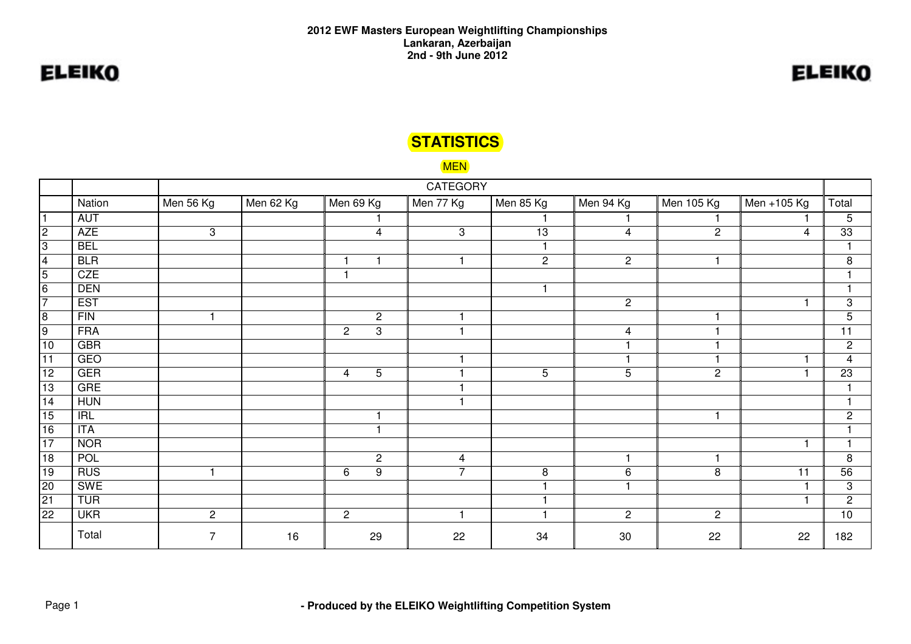**2012 EWF Masters European Weightlifting Championships**
**Lankaran, Azerbaijan**
**2nd - 9th June 2012**

ELEIKO

# STATISTICS

## MEN

| | | CATEGORY | | | | | | | | |
|---|---|---|---|---|---|---|---|---|---|---|
| | Nation | Men 56 Kg | Men 62 Kg | Men 69 Kg | Men 77 Kg | Men 85 Kg | Men 94 Kg | Men 105 Kg | Men +105 Kg | Total |
| 1 | AUT | | | 1 | | 1 | 1 | 1 | 1 | 5 |
| 2 | AZE | 3 | | 4 | 3 | 13 | 4 | 2 | 4 | 33 |
| 3 | BEL | | | | | 1 | | | | 1 |
| 4 | BLR | | | 1 1 | 1 | 2 | 2 | 1 | | 8 |
| 5 | CZE | | | 1 | | | | | | 1 |
| 6 | DEN | | | | | 1 | | | | 1 |
| 7 | EST | | | | | | 2 | | 1 | 3 |
| 8 | FIN | 1 | | 2 | 1 | | | 1 | | 5 |
| 9 | FRA | | | 2 3 | 1 | | 4 | 1 | | 11 |
| 10 | GBR | | | | | | 1 | 1 | | 2 |
| 11 | GEO | | | | 1 | | 1 | 1 | 1 | 4 |
| 12 | GER | | | 4 5 | 1 | 5 | 5 | 2 | 1 | 23 |
| 13 | GRE | | | | 1 | | | | | 1 |
| 14 | HUN | | | | 1 | | | | | 1 |
| 15 | IRL | | | 1 | | | | 1 | | 2 |
| 16 | ITA | | | 1 | | | | | | 1 |
| 17 | NOR | | | | | | | | 1 | 1 |
| 18 | POL | | | 2 | 4 | | 1 | 1 | | 8 |
| 19 | RUS | 1 | | 6 9 | 7 | 8 | 6 | 8 | 11 | 56 |
| 20 | SWE | | | | | 1 | 1 | | 1 | 3 |
| 21 | TUR | | | | | 1 | | | 1 | 2 |
| 22 | UKR | 2 | | 2 | 1 | 1 | 2 | 2 | | 10 |
| | Total | 7 | 16 | 29 | 22 | 34 | 30 | 22 | 22 | 182 |

**- Produced by the ELEIKO Weightlifting Competition System**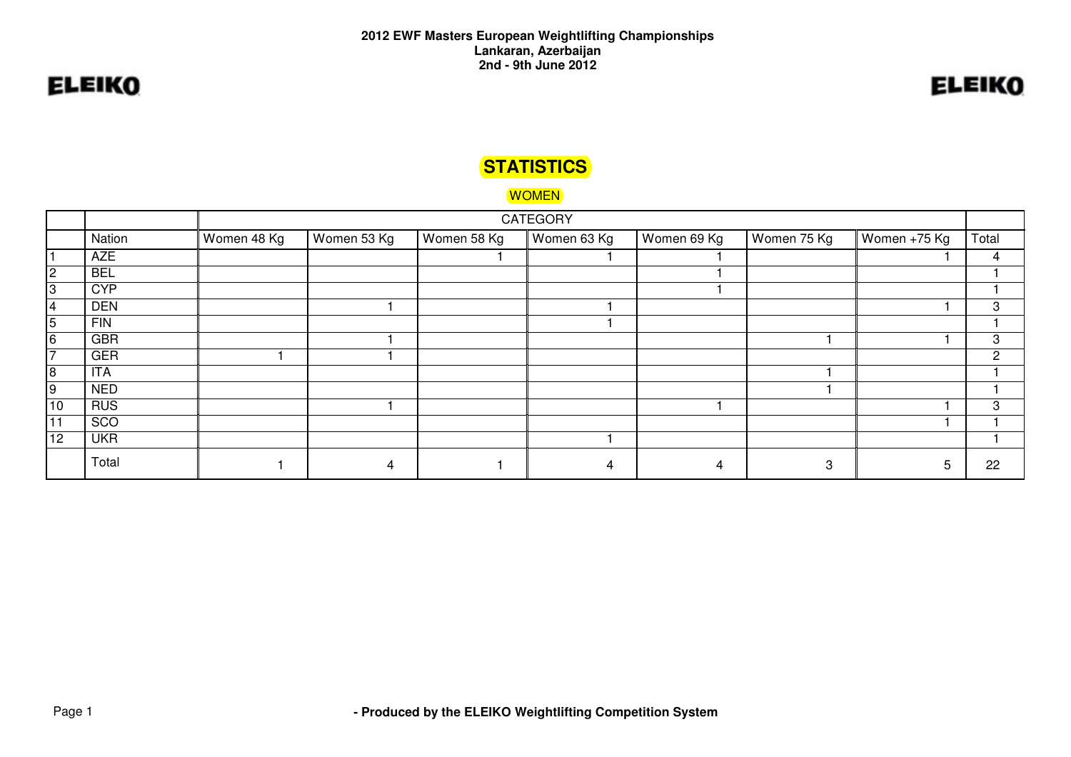**2012 EWF Masters European Weightlifting Championships**
**Lankaran, Azerbaijan**
**2nd - 9th June 2012**

ELEIKO

ELEIKO

# STATISTICS

## WOMEN

| | | CATEGORY | | | | | | | |
|---|---|---|---|---|---|---|---|---|---|
| | Nation | Women 48 Kg | Women 53 Kg | Women 58 Kg | Women 63 Kg | Women 69 Kg | Women 75 Kg | Women +75 Kg | Total |
| 1 | AZE | | | 1 | 1 | 1 | | 1 | 4 |
| 2 | BEL | | | | | 1 | | | 1 |
| 3 | CYP | | | | | 1 | | | 1 |
| 4 | DEN | | 1 | | 1 | | | 1 | 3 |
| 5 | FIN | | | | 1 | | | | 1 |
| 6 | GBR | | 1 | | | | 1 | 1 | 3 |
| 7 | GER | 1 | 1 | | | | | | 2 |
| 8 | ITA | | | | | | 1 | | 1 |
| 9 | NED | | | | | | 1 | | 1 |
| 10 | RUS | | 1 | | | 1 | | 1 | 3 |
| 11 | SCO | | | | | | | 1 | 1 |
| 12 | UKR | | | | 1 | | | | 1 |
| | Total | 1 | 4 | 1 | 4 | 4 | 3 | 5 | 22 |

**- Produced by the ELEIKO Weightlifting Competition System**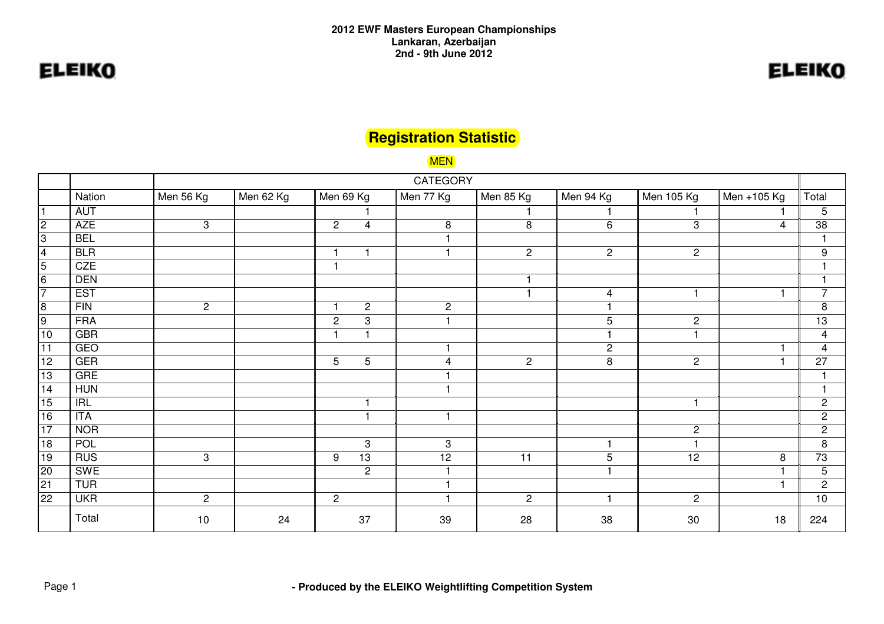**2012 EWF Masters European Championships**
**Lankaran, Azerbaijan**
**2nd - 9th June 2012**

ELEIKO

# Registration Statistic

## MEN

| | | CATEGORY | | | | | | | | |
|---|---|---|---|---|---|---|---|---|---|---|
| | Nation | Men 56 Kg | Men 62 Kg | Men 69 Kg | Men 77 Kg | Men 85 Kg | Men 94 Kg | Men 105 Kg | Men +105 Kg | Total |
| 1 | AUT | | | 1 | | 1 | 1 | 1 | 1 | 5 |
| 2 | AZE | 3 | | 2 4 | 8 | 8 | 6 | 3 | 4 | 38 |
| 3 | BEL | | | | 1 | | | | | 1 |
| 4 | BLR | | | 1 1 | 1 | 2 | 2 | 2 | | 9 |
| 5 | CZE | | | 1 | | | | | | 1 |
| 6 | DEN | | | | | 1 | | | | 1 |
| 7 | EST | | | | | 1 | 4 | 1 | 1 | 7 |
| 8 | FIN | 2 | | 1 2 | 2 | | 1 | | | 8 |
| 9 | FRA | | | 2 3 | 1 | | 5 | 2 | | 13 |
| 10 | GBR | | | 1 1 | | | 1 | 1 | | 4 |
| 11 | GEO | | | | 1 | | 2 | | 1 | 4 |
| 12 | GER | | | 5 5 | 4 | 2 | 8 | 2 | 1 | 27 |
| 13 | GRE | | | | 1 | | | | | 1 |
| 14 | HUN | | | | 1 | | | | | 1 |
| 15 | IRL | | | 1 | | | | 1 | | 2 |
| 16 | ITA | | | 1 | 1 | | | | | 2 |
| 17 | NOR | | | | | | | 2 | | 2 |
| 18 | POL | | | 3 | 3 | | 1 | 1 | | 8 |
| 19 | RUS | 3 | | 9 13 | 12 | 11 | 5 | 12 | 8 | 73 |
| 20 | SWE | | | 2 | 1 | | 1 | | 1 | 5 |
| 21 | TUR | | | | 1 | | | | 1 | 2 |
| 22 | UKR | 2 | | 2 | 1 | 2 | 1 | 2 | | 10 |
| | Total | 10 | 24 | 37 | 39 | 28 | 38 | 30 | 18 | 224 |

**- Produced by the ELEIKO Weightlifting Competition System**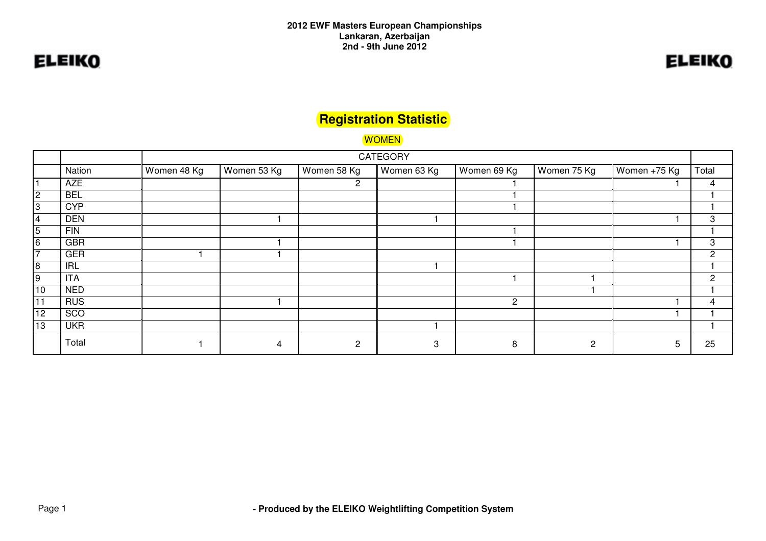**2012 EWF Masters European Championships**
**Lankaran, Azerbaijan**
**2nd - 9th June 2012**

ELEIKO

ELEIKO

# Registration Statistic

## WOMEN

| | | CATEGORY | | | | | | | |
|---|---|---|---|---|---|---|---|---|---|
| | Nation | Women 48 Kg | Women 53 Kg | Women 58 Kg | Women 63 Kg | Women 69 Kg | Women 75 Kg | Women +75 Kg | Total |
| 1 | AZE | | | 2 | | 1 | | 1 | 4 |
| 2 | BEL | | | | | 1 | | | 1 |
| 3 | CYP | | | | | 1 | | | 1 |
| 4 | DEN | | 1 | | 1 | | | 1 | 3 |
| 5 | FIN | | | | | 1 | | | 1 |
| 6 | GBR | | 1 | | | 1 | | 1 | 3 |
| 7 | GER | 1 | 1 | | | | | | 2 |
| 8 | IRL | | | | 1 | | | | 1 |
| 9 | ITA | | | | | 1 | 1 | | 2 |
| 10 | NED | | | | | | 1 | | 1 |
| 11 | RUS | | 1 | | | 2 | | 1 | 4 |
| 12 | SCO | | | | | | | 1 | 1 |
| 13 | UKR | | | | 1 | | | | 1 |
| | Total | 1 | 4 | 2 | 3 | 8 | 2 | 5 | 25 |

**- Produced by the ELEIKO Weightlifting Competition System**